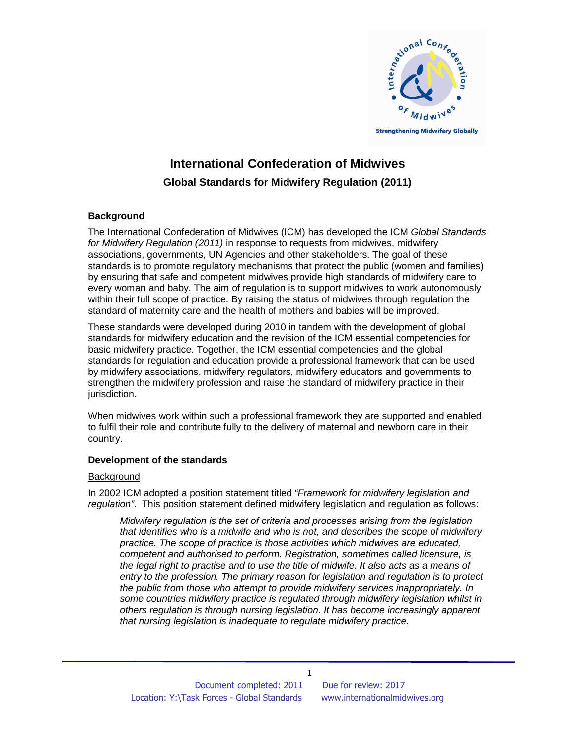# International Confederation of Midwives

## Global Standards for Midwifery Regulation (2011)

### Background

The International Confederation of Midwives (ICM) has developed the ICM *Global Standards for Midwifery Regulation (2011)* in response to requests from midwives, midwifery associations, governments, UN Agencies and other stakeholders. The goal of these standards is to promote regulatory mechanisms that protect the public (women and families) by ensuring that safe and competent midwives provide high standards of midwifery care to every woman and baby. The aim of regulation is to support midwives to work autonomously within their full scope of practice. By raising the status of midwives through regulation the standard of maternity care and the health of mothers and babies will be improved.

These standards were developed during 2010 in tandem with the development of global standards for midwifery education and the revision of the ICM essential competencies for basic midwifery practice. Together, the ICM essential competencies and the global standards for regulation and education provide a professional framework that can be used by midwifery associations, midwifery regulators, midwifery educators and governments to strengthen the midwifery profession and raise the standard of midwifery practice in their jurisdiction.

When midwives work within such a professional framework they are supported and enabled to fulfil their role and contribute fully to the delivery of maternal and newborn care in their country.

### Development of the standards

Background

In 2002 ICM adopted a position statement titled *"Framework for midwifery legislation and regulation"*. This position statement defined midwifery legislation and regulation as follows:

> *Midwifery regulation is the set of criteria and processes arising from the legislation that identifies who is a midwife and who is not, and describes the scope of midwifery practice. The scope of practice is those activities which midwives are educated, competent and authorised to perform. Registration, sometimes called licensure, is the legal right to practise and to use the title of midwife. It also acts as a means of entry to the profession. The primary reason for legislation and regulation is to protect the public from those who attempt to provide midwifery services inappropriately. In some countries midwifery practice is regulated through midwifery legislation whilst in others regulation is through nursing legislation. It has become increasingly apparent that nursing legislation is inadequate to regulate midwifery practice.*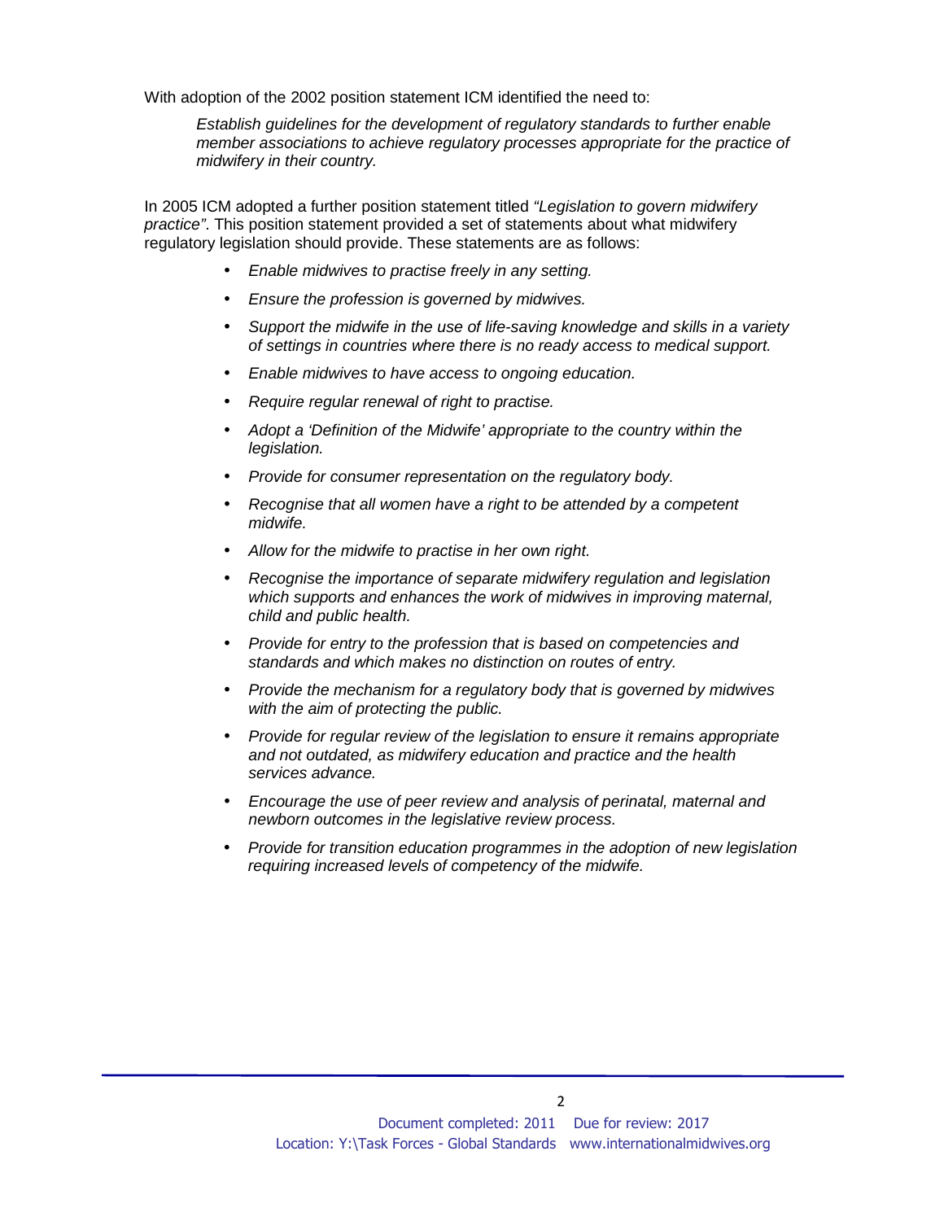With adoption of the 2002 position statement ICM identified the need to:

> *Establish guidelines for the development of regulatory standards to further enable member associations to achieve regulatory processes appropriate for the practice of midwifery in their country.*

In 2005 ICM adopted a further position statement titled *"Legislation to govern midwifery practice"*. This position statement provided a set of statements about what midwifery regulatory legislation should provide. These statements are as follows:

- *Enable midwives to practise freely in any setting.*
- *Ensure the profession is governed by midwives.*
- *Support the midwife in the use of life-saving knowledge and skills in a variety of settings in countries where there is no ready access to medical support.*
- *Enable midwives to have access to ongoing education.*
- *Require regular renewal of right to practise.*
- *Adopt a 'Definition of the Midwife' appropriate to the country within the legislation.*
- *Provide for consumer representation on the regulatory body.*
- *Recognise that all women have a right to be attended by a competent midwife.*
- *Allow for the midwife to practise in her own right.*
- *Recognise the importance of separate midwifery regulation and legislation which supports and enhances the work of midwives in improving maternal, child and public health.*
- *Provide for entry to the profession that is based on competencies and standards and which makes no distinction on routes of entry.*
- *Provide the mechanism for a regulatory body that is governed by midwives with the aim of protecting the public.*
- *Provide for regular review of the legislation to ensure it remains appropriate and not outdated, as midwifery education and practice and the health services advance.*
- *Encourage the use of peer review and analysis of perinatal, maternal and newborn outcomes in the legislative review process.*
- *Provide for transition education programmes in the adoption of new legislation requiring increased levels of competency of the midwife.*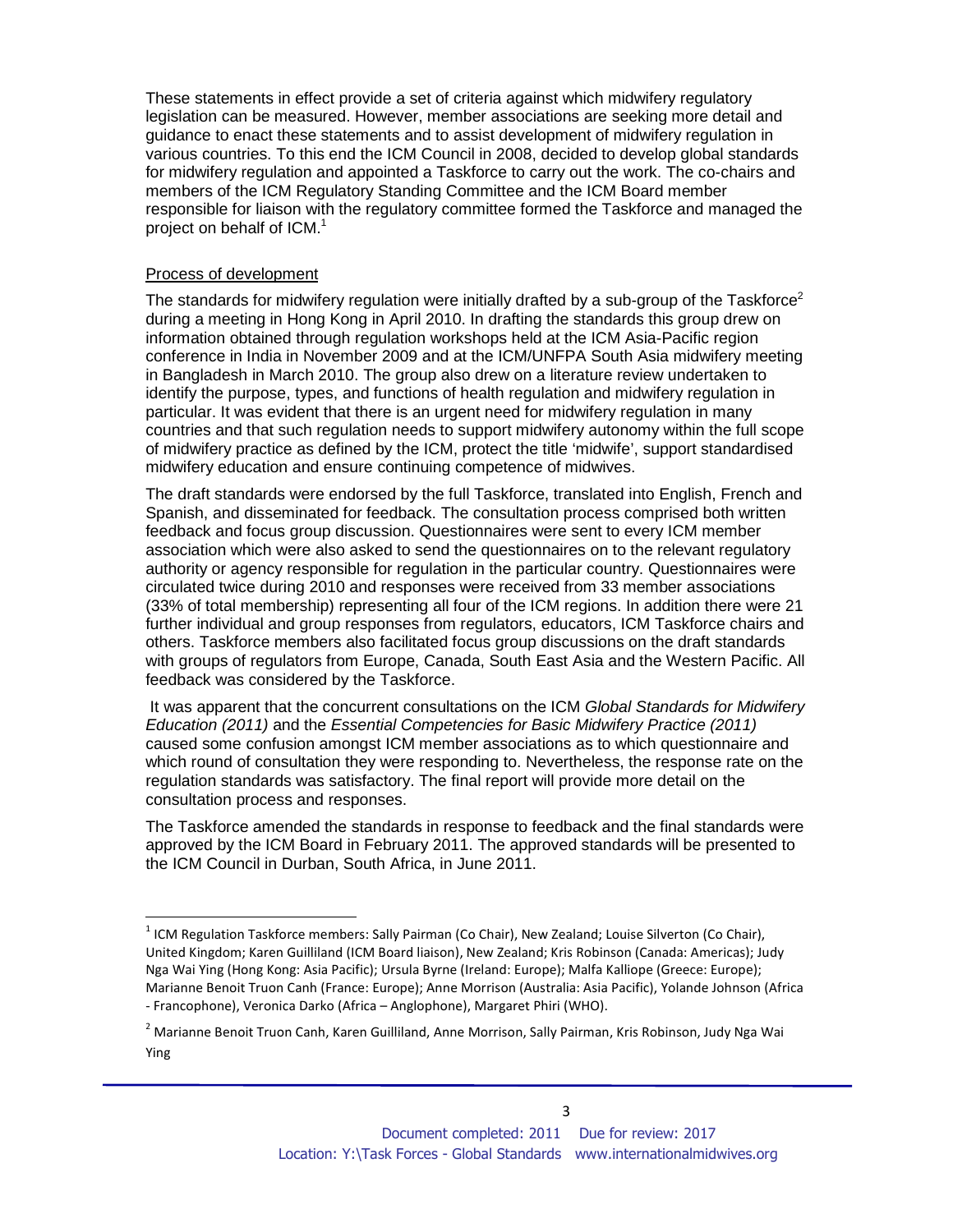These statements in effect provide a set of criteria against which midwifery regulatory legislation can be measured. However, member associations are seeking more detail and guidance to enact these statements and to assist development of midwifery regulation in various countries. To this end the ICM Council in 2008, decided to develop global standards for midwifery regulation and appointed a Taskforce to carry out the work. The co-chairs and members of the ICM Regulatory Standing Committee and the ICM Board member responsible for liaison with the regulatory committee formed the Taskforce and managed the project on behalf of ICM.[1]

Process of development

The standards for midwifery regulation were initially drafted by a sub-group of the Taskforce[2] during a meeting in Hong Kong in April 2010. In drafting the standards this group drew on information obtained through regulation workshops held at the ICM Asia-Pacific region conference in India in November 2009 and at the ICM/UNFPA South Asia midwifery meeting in Bangladesh in March 2010. The group also drew on a literature review undertaken to identify the purpose, types, and functions of health regulation and midwifery regulation in particular. It was evident that there is an urgent need for midwifery regulation in many countries and that such regulation needs to support midwifery autonomy within the full scope of midwifery practice as defined by the ICM, protect the title 'midwife', support standardised midwifery education and ensure continuing competence of midwives.

The draft standards were endorsed by the full Taskforce, translated into English, French and Spanish, and disseminated for feedback. The consultation process comprised both written feedback and focus group discussion. Questionnaires were sent to every ICM member association which were also asked to send the questionnaires on to the relevant regulatory authority or agency responsible for regulation in the particular country. Questionnaires were circulated twice during 2010 and responses were received from 33 member associations (33% of total membership) representing all four of the ICM regions. In addition there were 21 further individual and group responses from regulators, educators, ICM Taskforce chairs and others. Taskforce members also facilitated focus group discussions on the draft standards with groups of regulators from Europe, Canada, South East Asia and the Western Pacific. All feedback was considered by the Taskforce.

It was apparent that the concurrent consultations on the ICM *Global Standards for Midwifery Education (2011)* and the *Essential Competencies for Basic Midwifery Practice (2011)* caused some confusion amongst ICM member associations as to which questionnaire and which round of consultation they were responding to. Nevertheless, the response rate on the regulation standards was satisfactory. The final report will provide more detail on the consultation process and responses.

The Taskforce amended the standards in response to feedback and the final standards were approved by the ICM Board in February 2011. The approved standards will be presented to the ICM Council in Durban, South Africa, in June 2011.

---

[1] ICM Regulation Taskforce members: Sally Pairman (Co Chair), New Zealand; Louise Silverton (Co Chair), United Kingdom; Karen Guilliland (ICM Board liaison), New Zealand; Kris Robinson (Canada: Americas); Judy Nga Wai Ying (Hong Kong: Asia Pacific); Ursula Byrne (Ireland: Europe); Malfa Kalliope (Greece: Europe); Marianne Benoit Truon Canh (France: Europe); Anne Morrison (Australia: Asia Pacific), Yolande Johnson (Africa - Francophone), Veronica Darko (Africa – Anglophone), Margaret Phiri (WHO).

[2] Marianne Benoit Truon Canh, Karen Guilliland, Anne Morrison, Sally Pairman, Kris Robinson, Judy Nga Wai Ying

Document completed: 2011 Due for review: 2017
Location: Y:\Task Forces - Global Standards www.internationalmidwives.org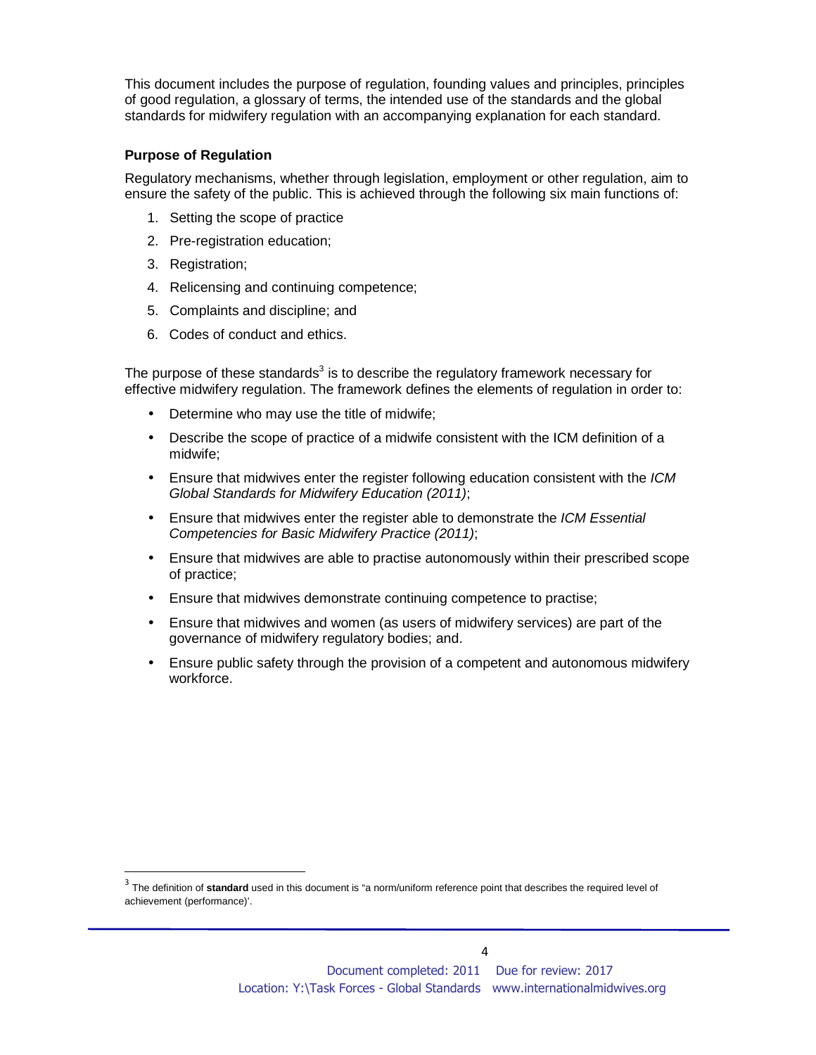This document includes the purpose of regulation, founding values and principles, principles of good regulation, a glossary of terms, the intended use of the standards and the global standards for midwifery regulation with an accompanying explanation for each standard.

**Purpose of Regulation**

Regulatory mechanisms, whether through legislation, employment or other regulation, aim to ensure the safety of the public. This is achieved through the following six main functions of:

1. Setting the scope of practice
2. Pre-registration education;
3. Registration;
4. Relicensing and continuing competence;
5. Complaints and discipline; and
6. Codes of conduct and ethics.

The purpose of these standards[3] is to describe the regulatory framework necessary for effective midwifery regulation. The framework defines the elements of regulation in order to:

- Determine who may use the title of midwife;
- Describe the scope of practice of a midwife consistent with the ICM definition of a midwife;
- Ensure that midwives enter the register following education consistent with the *ICM Global Standards for Midwifery Education (2011)*;
- Ensure that midwives enter the register able to demonstrate the *ICM Essential Competencies for Basic Midwifery Practice (2011)*;
- Ensure that midwives are able to practise autonomously within their prescribed scope of practice;
- Ensure that midwives demonstrate continuing competence to practise;
- Ensure that midwives and women (as users of midwifery services) are part of the governance of midwifery regulatory bodies; and.
- Ensure public safety through the provision of a competent and autonomous midwifery workforce.

[3] The definition of **standard** used in this document is "a norm/uniform reference point that describes the required level of achievement (performance)'.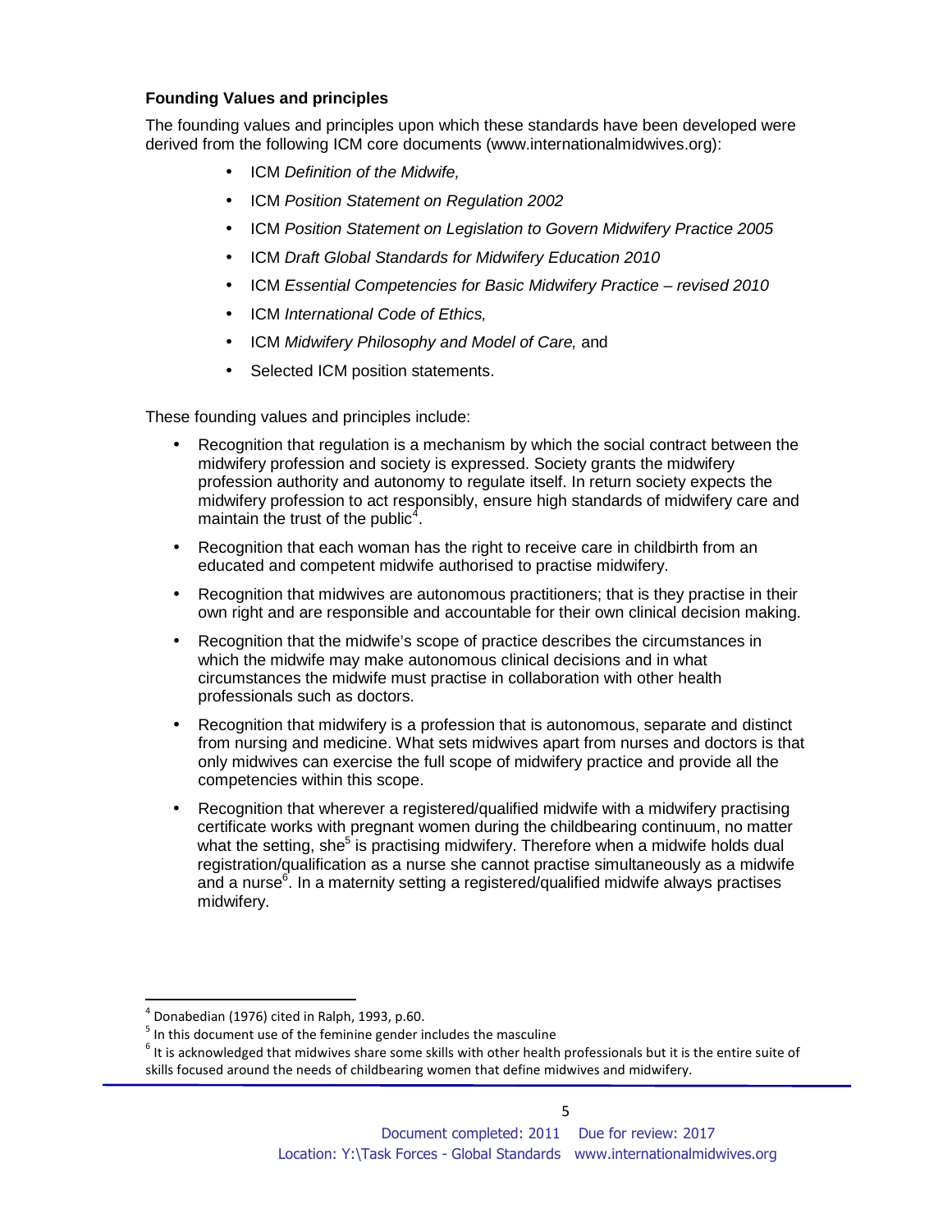**Founding Values and principles**

The founding values and principles upon which these standards have been developed were derived from the following ICM core documents (www.internationalmidwives.org):

- ICM *Definition of the Midwife,*
- ICM *Position Statement on Regulation 2002*
- ICM *Position Statement on Legislation to Govern Midwifery Practice 2005*
- ICM *Draft Global Standards for Midwifery Education 2010*
- ICM *Essential Competencies for Basic Midwifery Practice – revised 2010*
- ICM *International Code of Ethics,*
- ICM *Midwifery Philosophy and Model of Care,* and
- Selected ICM position statements.

These founding values and principles include:

- Recognition that regulation is a mechanism by which the social contract between the midwifery profession and society is expressed. Society grants the midwifery profession authority and autonomy to regulate itself. In return society expects the midwifery profession to act responsibly, ensure high standards of midwifery care and maintain the trust of the public[4].
- Recognition that each woman has the right to receive care in childbirth from an educated and competent midwife authorised to practise midwifery.
- Recognition that midwives are autonomous practitioners; that is they practise in their own right and are responsible and accountable for their own clinical decision making.
- Recognition that the midwife's scope of practice describes the circumstances in which the midwife may make autonomous clinical decisions and in what circumstances the midwife must practise in collaboration with other health professionals such as doctors.
- Recognition that midwifery is a profession that is autonomous, separate and distinct from nursing and medicine. What sets midwives apart from nurses and doctors is that only midwives can exercise the full scope of midwifery practice and provide all the competencies within this scope.
- Recognition that wherever a registered/qualified midwife with a midwifery practising certificate works with pregnant women during the childbearing continuum, no matter what the setting, she[5] is practising midwifery. Therefore when a midwife holds dual registration/qualification as a nurse she cannot practise simultaneously as a midwife and a nurse[6]. In a maternity setting a registered/qualified midwife always practises midwifery.

---

[4] Donabedian (1976) cited in Ralph, 1993, p.60.

[5] In this document use of the feminine gender includes the masculine

[6] It is acknowledged that midwives share some skills with other health professionals but it is the entire suite of skills focused around the needs of childbearing women that define midwives and midwifery.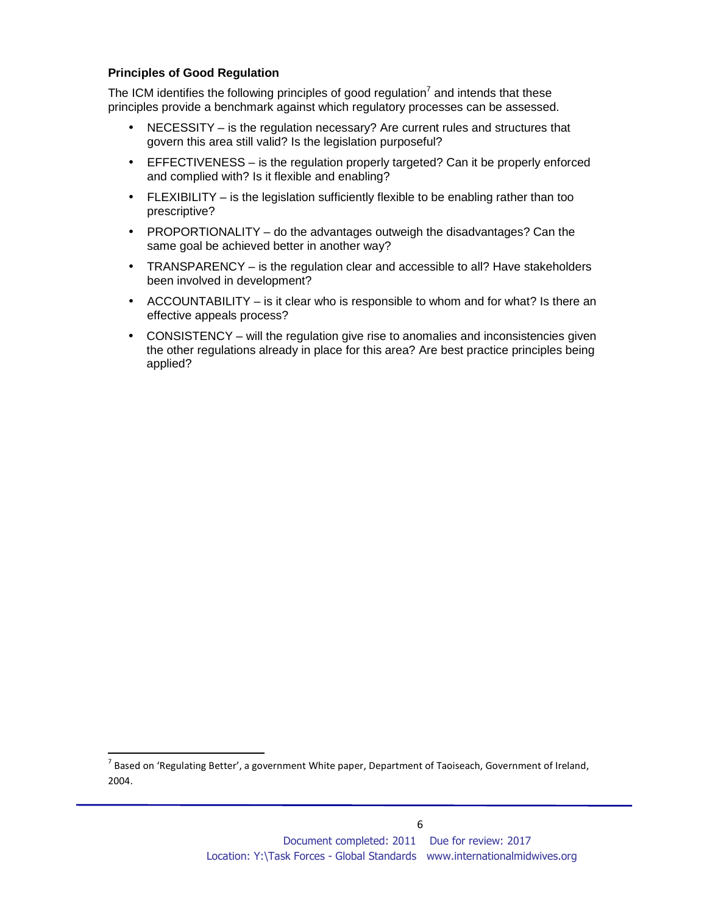**Principles of Good Regulation**

The ICM identifies the following principles of good regulation[7] and intends that these principles provide a benchmark against which regulatory processes can be assessed.

- NECESSITY – is the regulation necessary? Are current rules and structures that govern this area still valid? Is the legislation purposeful?
- EFFECTIVENESS – is the regulation properly targeted? Can it be properly enforced and complied with? Is it flexible and enabling?
- FLEXIBILITY – is the legislation sufficiently flexible to be enabling rather than too prescriptive?
- PROPORTIONALITY – do the advantages outweigh the disadvantages? Can the same goal be achieved better in another way?
- TRANSPARENCY – is the regulation clear and accessible to all? Have stakeholders been involved in development?
- ACCOUNTABILITY – is it clear who is responsible to whom and for what? Is there an effective appeals process?
- CONSISTENCY – will the regulation give rise to anomalies and inconsistencies given the other regulations already in place for this area? Are best practice principles being applied?

[7] Based on 'Regulating Better', a government White paper, Department of Taoiseach, Government of Ireland, 2004.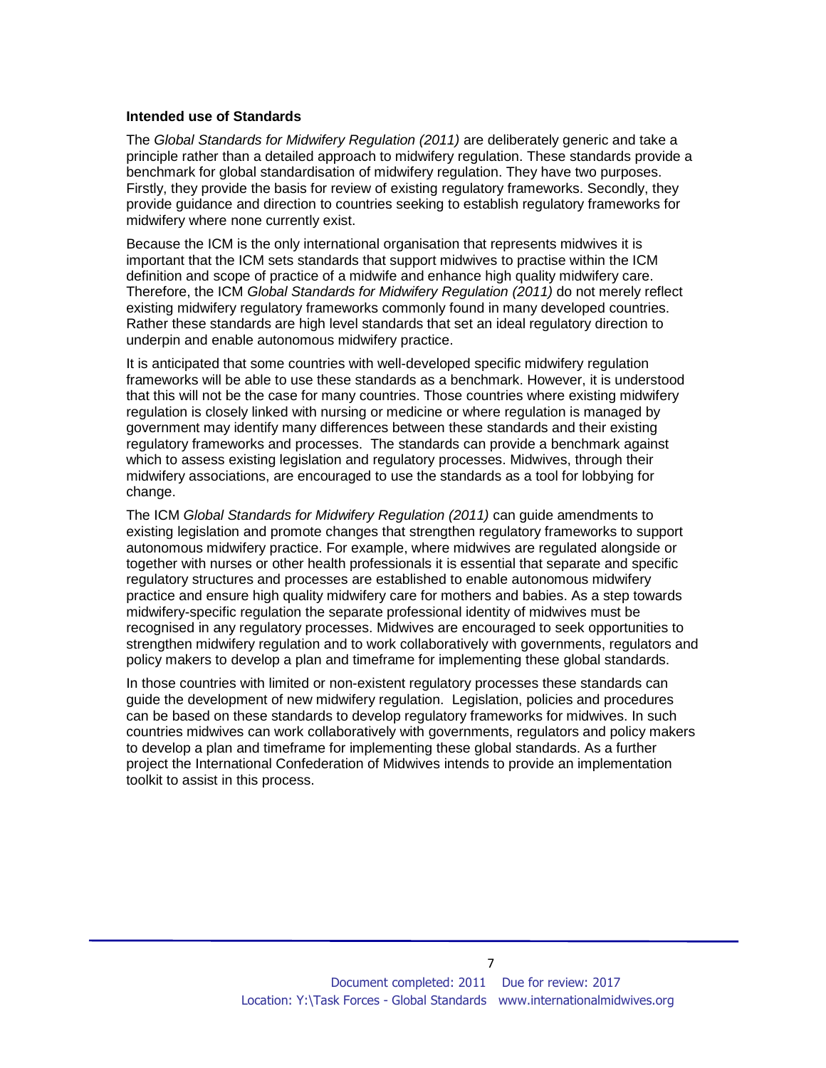**Intended use of Standards**

The *Global Standards for Midwifery Regulation (2011)* are deliberately generic and take a principle rather than a detailed approach to midwifery regulation. These standards provide a benchmark for global standardisation of midwifery regulation. They have two purposes. Firstly, they provide the basis for review of existing regulatory frameworks. Secondly, they provide guidance and direction to countries seeking to establish regulatory frameworks for midwifery where none currently exist.

Because the ICM is the only international organisation that represents midwives it is important that the ICM sets standards that support midwives to practise within the ICM definition and scope of practice of a midwife and enhance high quality midwifery care. Therefore, the ICM *Global Standards for Midwifery Regulation (2011)* do not merely reflect existing midwifery regulatory frameworks commonly found in many developed countries. Rather these standards are high level standards that set an ideal regulatory direction to underpin and enable autonomous midwifery practice.

It is anticipated that some countries with well-developed specific midwifery regulation frameworks will be able to use these standards as a benchmark. However, it is understood that this will not be the case for many countries. Those countries where existing midwifery regulation is closely linked with nursing or medicine or where regulation is managed by government may identify many differences between these standards and their existing regulatory frameworks and processes. The standards can provide a benchmark against which to assess existing legislation and regulatory processes. Midwives, through their midwifery associations, are encouraged to use the standards as a tool for lobbying for change.

The ICM *Global Standards for Midwifery Regulation (2011)* can guide amendments to existing legislation and promote changes that strengthen regulatory frameworks to support autonomous midwifery practice. For example, where midwives are regulated alongside or together with nurses or other health professionals it is essential that separate and specific regulatory structures and processes are established to enable autonomous midwifery practice and ensure high quality midwifery care for mothers and babies. As a step towards midwifery-specific regulation the separate professional identity of midwives must be recognised in any regulatory processes. Midwives are encouraged to seek opportunities to strengthen midwifery regulation and to work collaboratively with governments, regulators and policy makers to develop a plan and timeframe for implementing these global standards.

In those countries with limited or non-existent regulatory processes these standards can guide the development of new midwifery regulation. Legislation, policies and procedures can be based on these standards to develop regulatory frameworks for midwives. In such countries midwives can work collaboratively with governments, regulators and policy makers to develop a plan and timeframe for implementing these global standards. As a further project the International Confederation of Midwives intends to provide an implementation toolkit to assist in this process.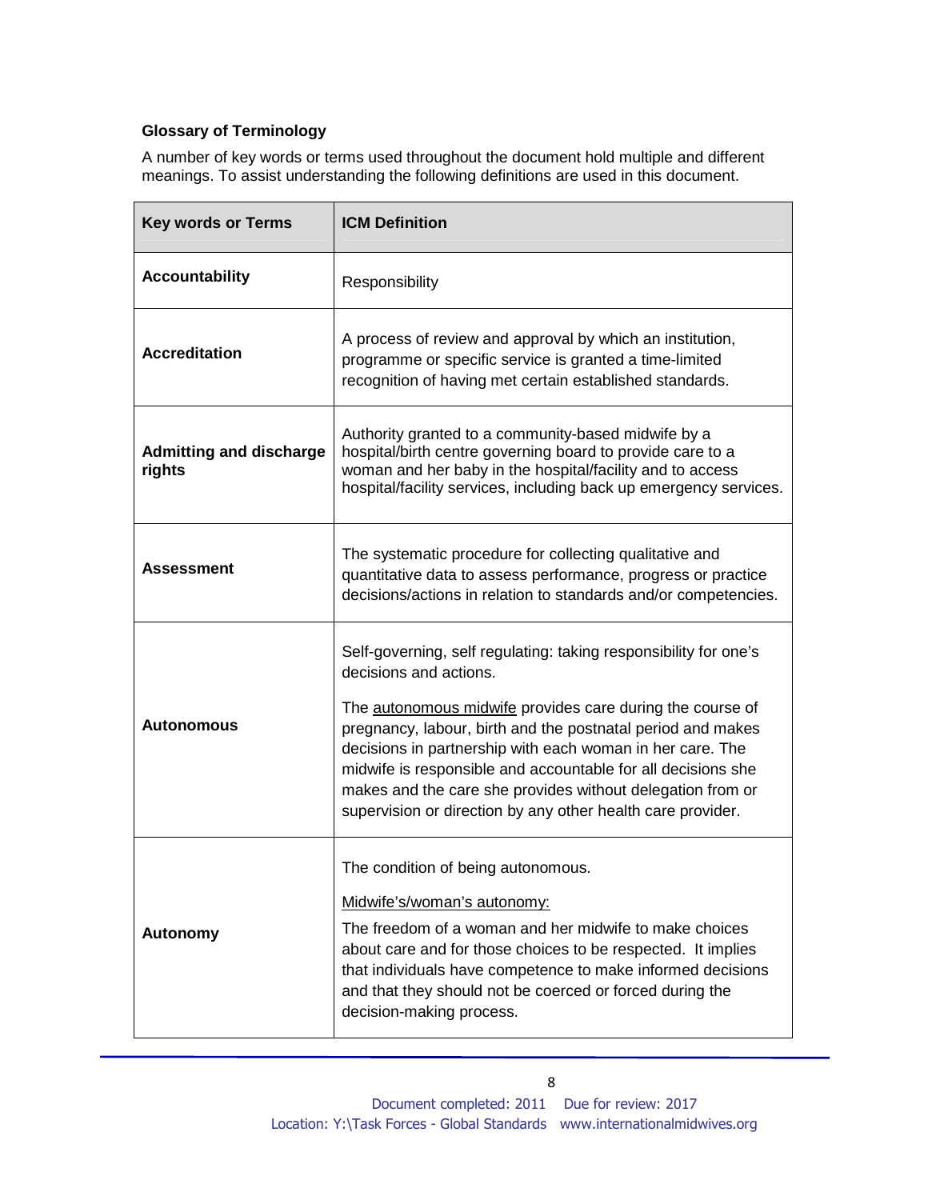**Glossary of Terminology**

A number of key words or terms used throughout the document hold multiple and different meanings. To assist understanding the following definitions are used in this document.

| Key words or Terms | ICM Definition |
|---|---|
| **Accountability** | Responsibility |
| **Accreditation** | A process of review and approval by which an institution, programme or specific service is granted a time-limited recognition of having met certain established standards. |
| **Admitting and discharge rights** | Authority granted to a community-based midwife by a hospital/birth centre governing board to provide care to a woman and her baby in the hospital/facility and to access hospital/facility services, including back up emergency services. |
| **Assessment** | The systematic procedure for collecting qualitative and quantitative data to assess performance, progress or practice decisions/actions in relation to standards and/or competencies. |
| **Autonomous** | Self-governing, self regulating: taking responsibility for one's decisions and actions.<br><br>The autonomous midwife provides care during the course of pregnancy, labour, birth and the postnatal period and makes decisions in partnership with each woman in her care. The midwife is responsible and accountable for all decisions she makes and the care she provides without delegation from or supervision or direction by any other health care provider. |
| **Autonomy** | The condition of being autonomous.<br><br>Midwife's/woman's autonomy:<br><br>The freedom of a woman and her midwife to make choices about care and for those choices to be respected. It implies that individuals have competence to make informed decisions and that they should not be coerced or forced during the decision-making process. |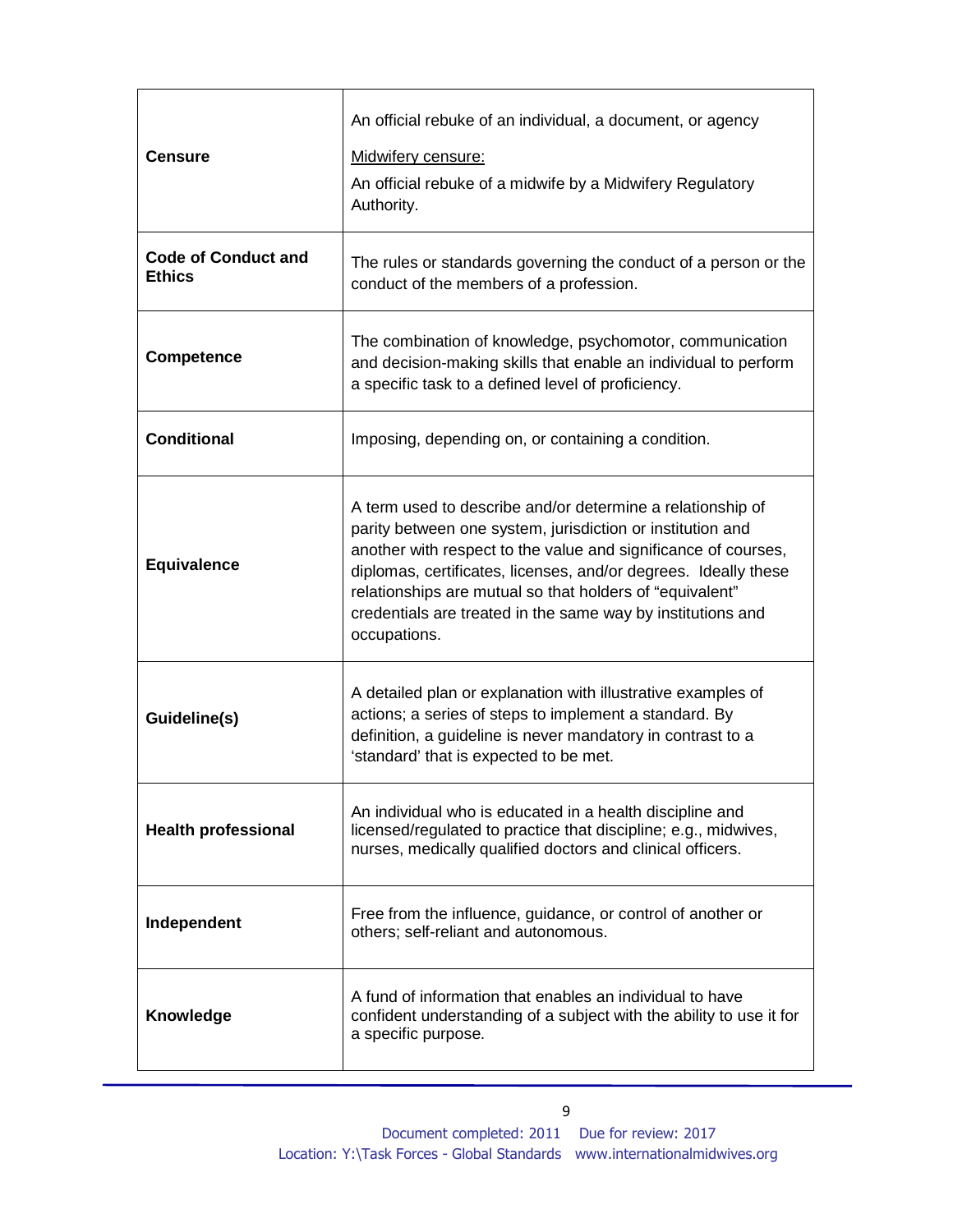| | |
|---|---|
| **Censure** | An official rebuke of an individual, a document, or agency<br><br>Midwifery censure:<br><br>An official rebuke of a midwife by a Midwifery Regulatory Authority. |
| **Code of Conduct and Ethics** | The rules or standards governing the conduct of a person or the conduct of the members of a profession. |
| **Competence** | The combination of knowledge, psychomotor, communication and decision-making skills that enable an individual to perform a specific task to a defined level of proficiency. |
| **Conditional** | Imposing, depending on, or containing a condition. |
| **Equivalence** | A term used to describe and/or determine a relationship of parity between one system, jurisdiction or institution and another with respect to the value and significance of courses, diplomas, certificates, licenses, and/or degrees. Ideally these relationships are mutual so that holders of "equivalent" credentials are treated in the same way by institutions and occupations. |
| **Guideline(s)** | A detailed plan or explanation with illustrative examples of actions; a series of steps to implement a standard. By definition, a guideline is never mandatory in contrast to a 'standard' that is expected to be met. |
| **Health professional** | An individual who is educated in a health discipline and licensed/regulated to practice that discipline; e.g., midwives, nurses, medically qualified doctors and clinical officers. |
| **Independent** | Free from the influence, guidance, or control of another or others; self-reliant and autonomous. |
| **Knowledge** | A fund of information that enables an individual to have confident understanding of a subject with the ability to use it for a specific purpose. |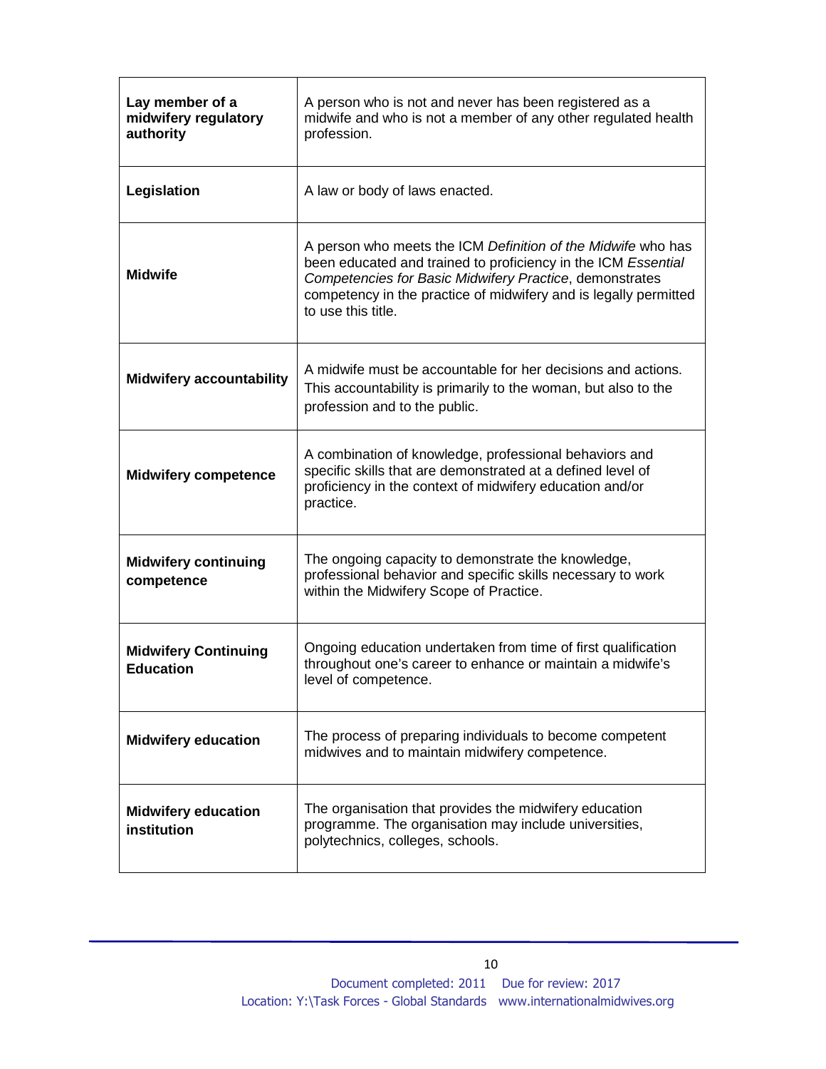| | |
|---|---|
| **Lay member of a midwifery regulatory authority** | A person who is not and never has been registered as a midwife and who is not a member of any other regulated health profession. |
| **Legislation** | A law or body of laws enacted. |
| **Midwife** | A person who meets the ICM *Definition of the Midwife* who has been educated and trained to proficiency in the ICM *Essential Competencies for Basic Midwifery Practice*, demonstrates competency in the practice of midwifery and is legally permitted to use this title. |
| **Midwifery accountability** | A midwife must be accountable for her decisions and actions. This accountability is primarily to the woman, but also to the profession and to the public. |
| **Midwifery competence** | A combination of knowledge, professional behaviors and specific skills that are demonstrated at a defined level of proficiency in the context of midwifery education and/or practice. |
| **Midwifery continuing competence** | The ongoing capacity to demonstrate the knowledge, professional behavior and specific skills necessary to work within the Midwifery Scope of Practice. |
| **Midwifery Continuing Education** | Ongoing education undertaken from time of first qualification throughout one's career to enhance or maintain a midwife's level of competence. |
| **Midwifery education** | The process of preparing individuals to become competent midwives and to maintain midwifery competence. |
| **Midwifery education institution** | The organisation that provides the midwifery education programme. The organisation may include universities, polytechnics, colleges, schools. |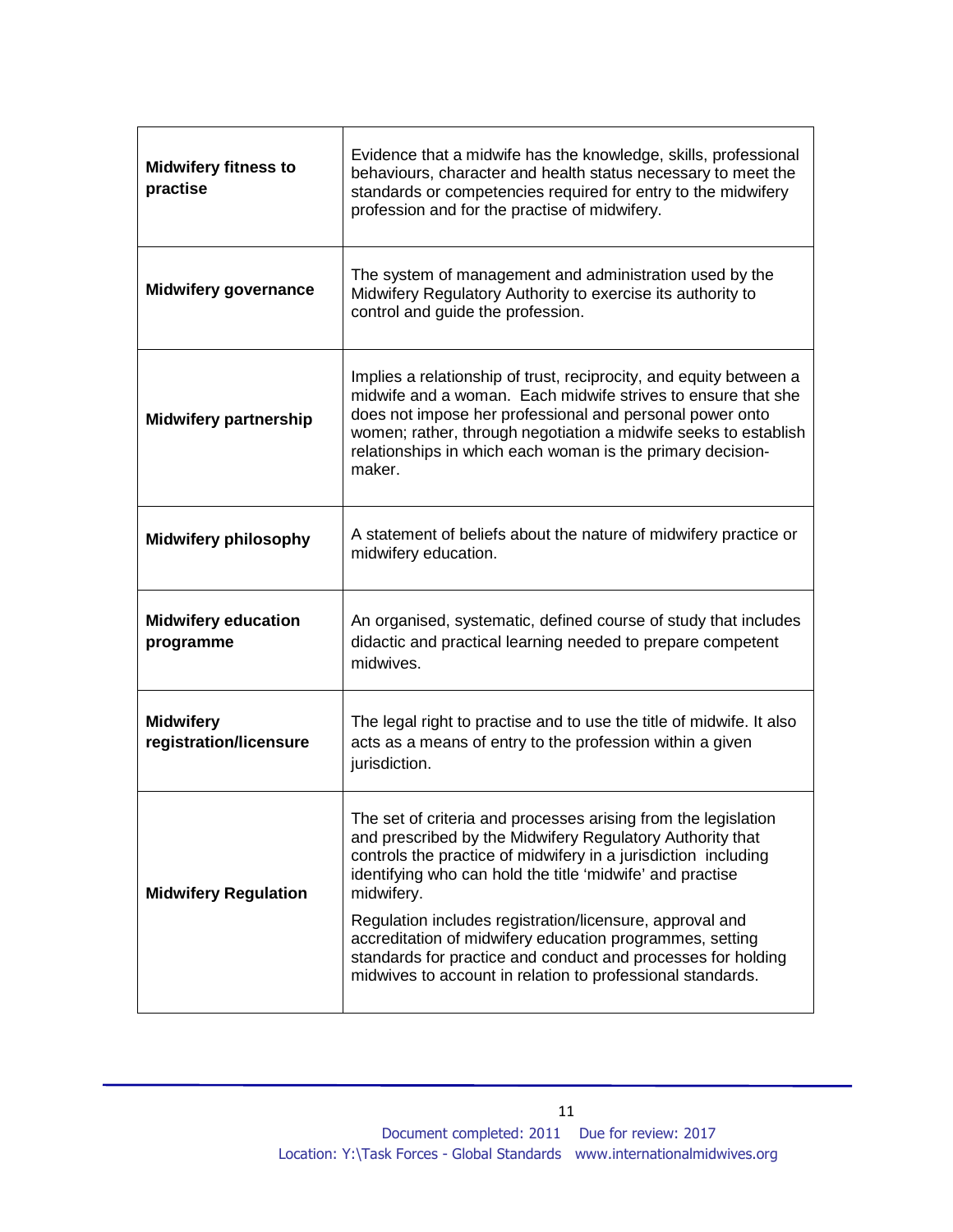| | |
|---|---|
| **Midwifery fitness to practise** | Evidence that a midwife has the knowledge, skills, professional behaviours, character and health status necessary to meet the standards or competencies required for entry to the midwifery profession and for the practise of midwifery. |
| **Midwifery governance** | The system of management and administration used by the Midwifery Regulatory Authority to exercise its authority to control and guide the profession. |
| **Midwifery partnership** | Implies a relationship of trust, reciprocity, and equity between a midwife and a woman. Each midwife strives to ensure that she does not impose her professional and personal power onto women; rather, through negotiation a midwife seeks to establish relationships in which each woman is the primary decision-maker. |
| **Midwifery philosophy** | A statement of beliefs about the nature of midwifery practice or midwifery education. |
| **Midwifery education programme** | An organised, systematic, defined course of study that includes didactic and practical learning needed to prepare competent midwives. |
| **Midwifery registration/licensure** | The legal right to practise and to use the title of midwife. It also acts as a means of entry to the profession within a given jurisdiction. |
| **Midwifery Regulation** | The set of criteria and processes arising from the legislation and prescribed by the Midwifery Regulatory Authority that controls the practice of midwifery in a jurisdiction including identifying who can hold the title 'midwife' and practise midwifery.<br><br>Regulation includes registration/licensure, approval and accreditation of midwifery education programmes, setting standards for practice and conduct and processes for holding midwives to account in relation to professional standards. |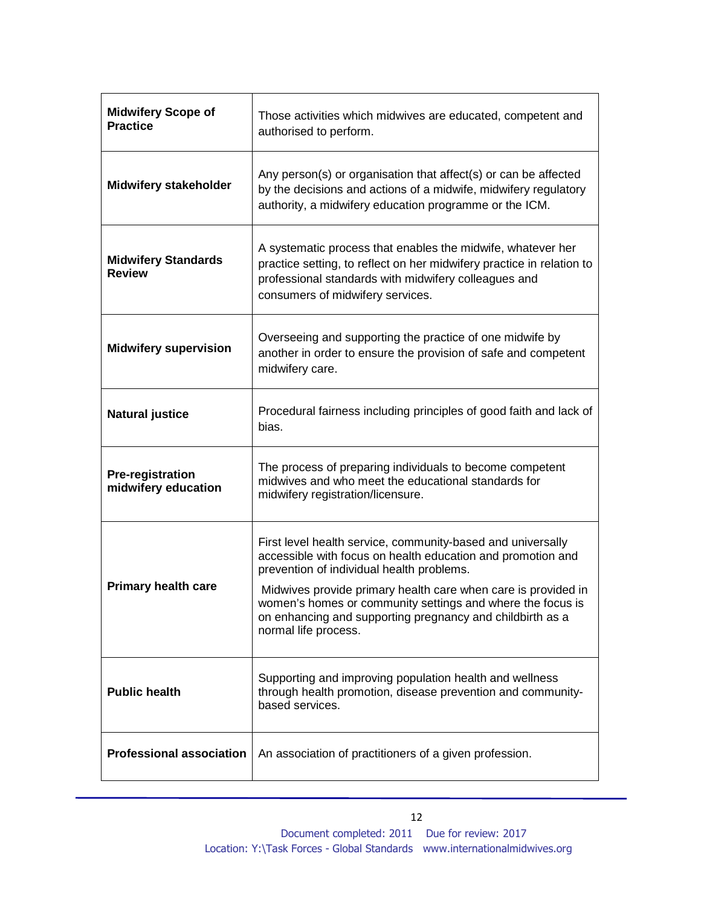| | |
|---|---|
| **Midwifery Scope of Practice** | Those activities which midwives are educated, competent and authorised to perform. |
| **Midwifery stakeholder** | Any person(s) or organisation that affect(s) or can be affected by the decisions and actions of a midwife, midwifery regulatory authority, a midwifery education programme or the ICM. |
| **Midwifery Standards Review** | A systematic process that enables the midwife, whatever her practice setting, to reflect on her midwifery practice in relation to professional standards with midwifery colleagues and consumers of midwifery services. |
| **Midwifery supervision** | Overseeing and supporting the practice of one midwife by another in order to ensure the provision of safe and competent midwifery care. |
| **Natural justice** | Procedural fairness including principles of good faith and lack of bias. |
| **Pre-registration midwifery education** | The process of preparing individuals to become competent midwives and who meet the educational standards for midwifery registration/licensure. |
| **Primary health care** | First level health service, community-based and universally accessible with focus on health education and promotion and prevention of individual health problems.<br><br>Midwives provide primary health care when care is provided in women's homes or community settings and where the focus is on enhancing and supporting pregnancy and childbirth as a normal life process. |
| **Public health** | Supporting and improving population health and wellness through health promotion, disease prevention and community-based services. |
| **Professional association** | An association of practitioners of a given profession. |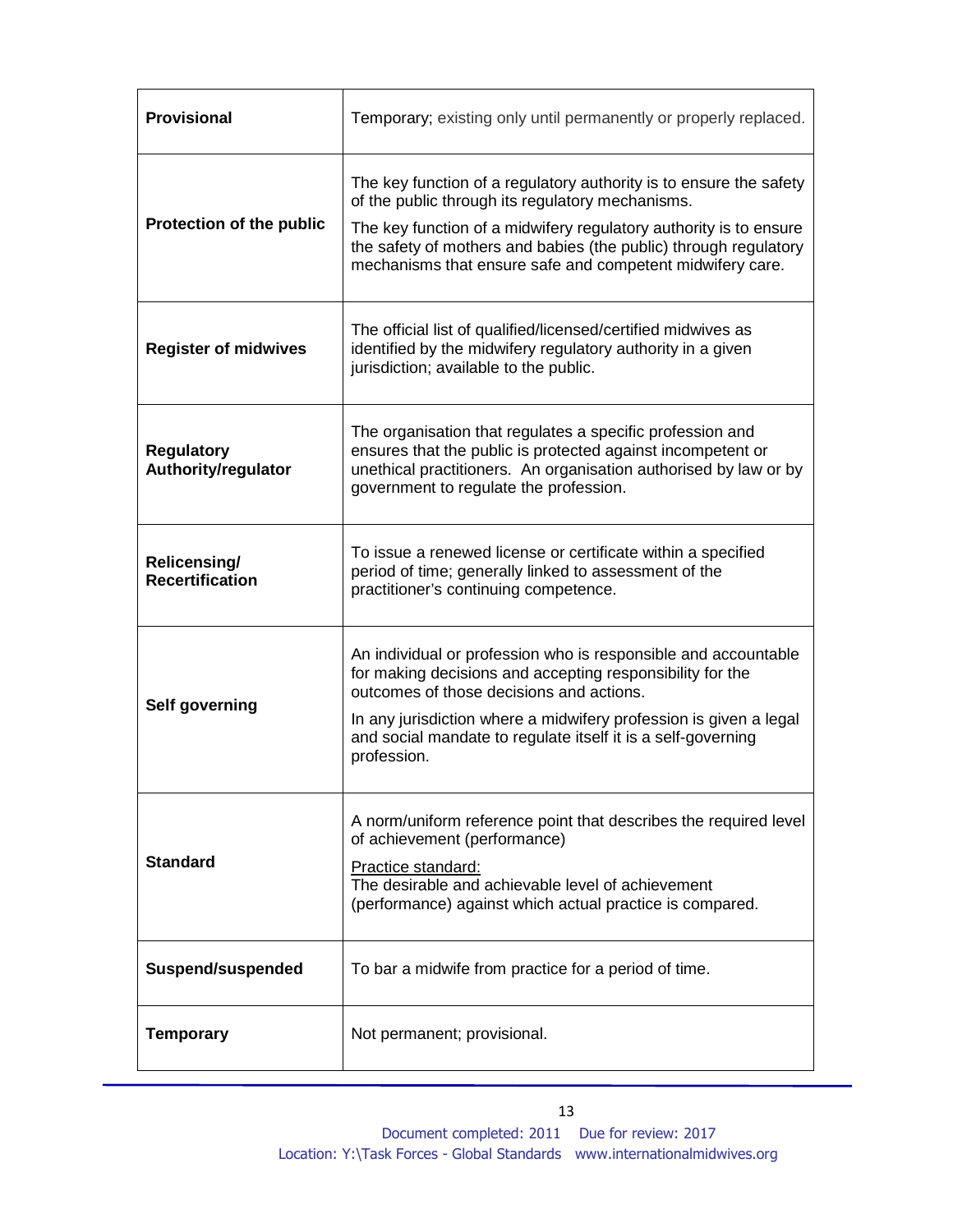| | |
|---|---|
| **Provisional** | Temporary; existing only until permanently or properly replaced. |
| **Protection of the public** | The key function of a regulatory authority is to ensure the safety of the public through its regulatory mechanisms.<br><br>The key function of a midwifery regulatory authority is to ensure the safety of mothers and babies (the public) through regulatory mechanisms that ensure safe and competent midwifery care. |
| **Register of midwives** | The official list of qualified/licensed/certified midwives as identified by the midwifery regulatory authority in a given jurisdiction; available to the public. |
| **Regulatory Authority/regulator** | The organisation that regulates a specific profession and ensures that the public is protected against incompetent or unethical practitioners. An organisation authorised by law or by government to regulate the profession. |
| **Relicensing/ Recertification** | To issue a renewed license or certificate within a specified period of time; generally linked to assessment of the practitioner's continuing competence. |
| **Self governing** | An individual or profession who is responsible and accountable for making decisions and accepting responsibility for the outcomes of those decisions and actions.<br><br>In any jurisdiction where a midwifery profession is given a legal and social mandate to regulate itself it is a self-governing profession. |
| **Standard** | A norm/uniform reference point that describes the required level of achievement (performance)<br><br><u>Practice standard:</u><br>The desirable and achievable level of achievement (performance) against which actual practice is compared. |
| **Suspend/suspended** | To bar a midwife from practice for a period of time. |
| **Temporary** | Not permanent; provisional. |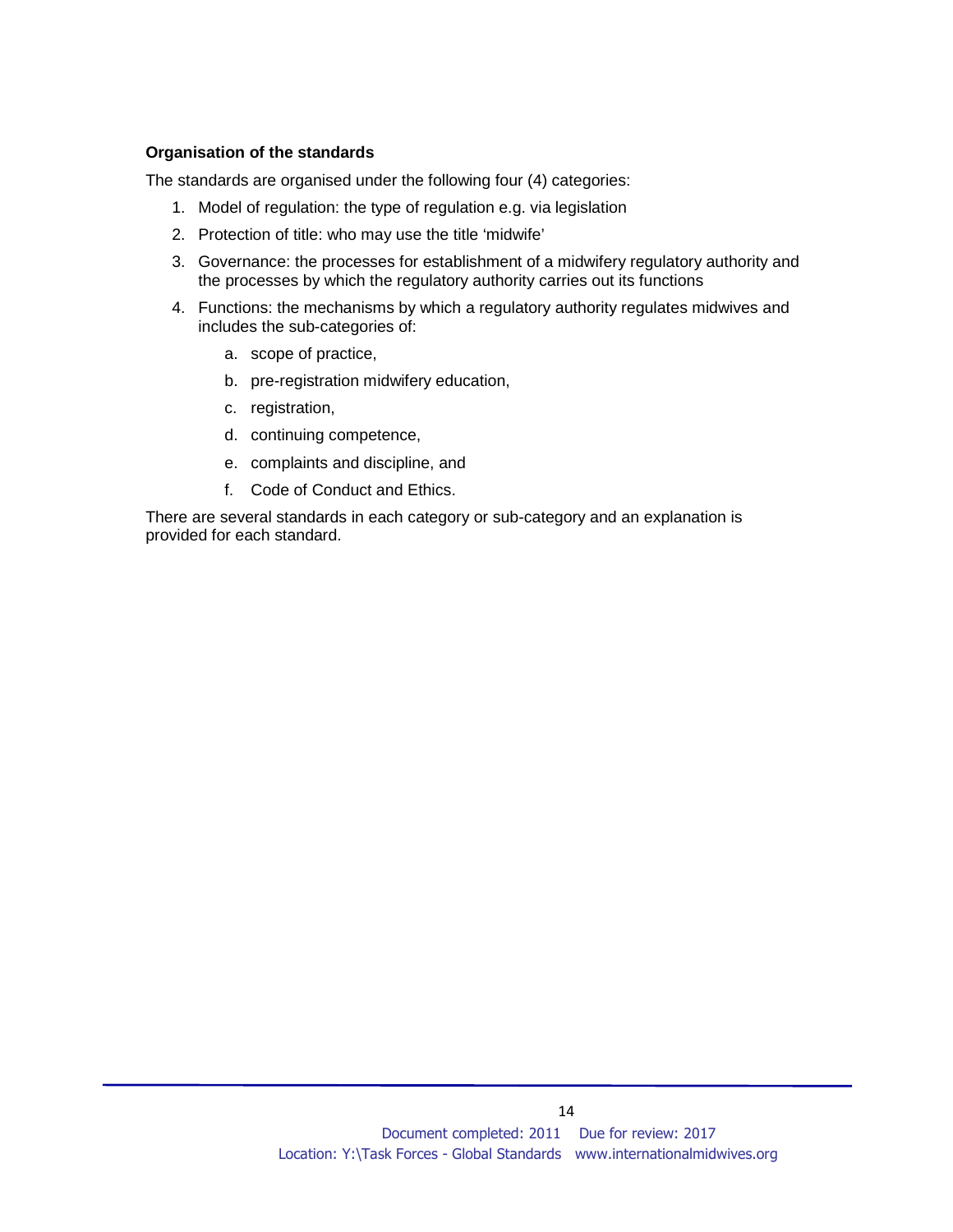**Organisation of the standards**

The standards are organised under the following four (4) categories:

1. Model of regulation: the type of regulation e.g. via legislation
2. Protection of title: who may use the title 'midwife'
3. Governance: the processes for establishment of a midwifery regulatory authority and the processes by which the regulatory authority carries out its functions
4. Functions: the mechanisms by which a regulatory authority regulates midwives and includes the sub-categories of:
   a. scope of practice,
   b. pre-registration midwifery education,
   c. registration,
   d. continuing competence,
   e. complaints and discipline, and
   f. Code of Conduct and Ethics.

There are several standards in each category or sub-category and an explanation is provided for each standard.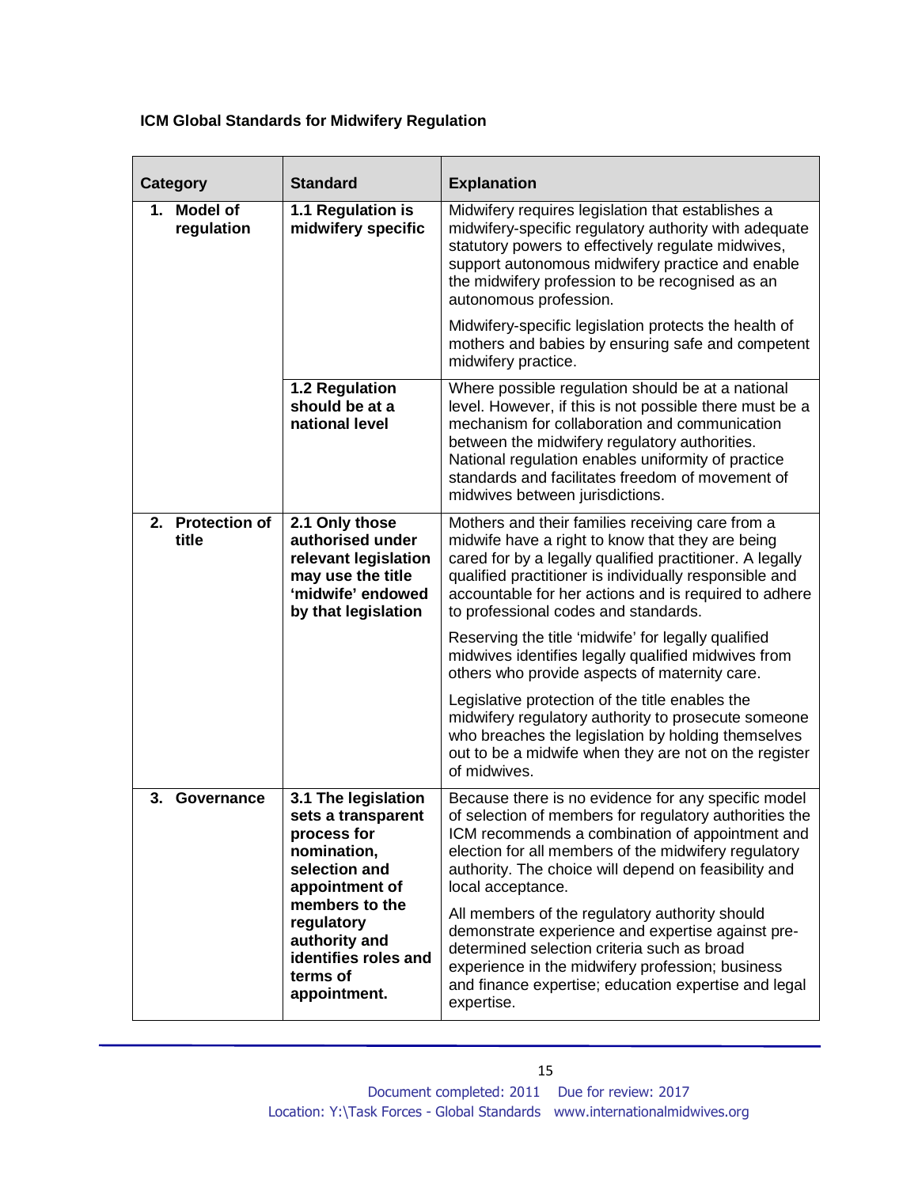**ICM Global Standards for Midwifery Regulation**

| Category | Standard | Explanation |
|---|---|---|
| **1. Model of regulation** | **1.1 Regulation is midwifery specific** | Midwifery requires legislation that establishes a midwifery-specific regulatory authority with adequate statutory powers to effectively regulate midwives, support autonomous midwifery practice and enable the midwifery profession to be recognised as an autonomous profession.<br><br>Midwifery-specific legislation protects the health of mothers and babies by ensuring safe and competent midwifery practice. |
| | **1.2 Regulation should be at a national level** | Where possible regulation should be at a national level. However, if this is not possible there must be a mechanism for collaboration and communication between the midwifery regulatory authorities. National regulation enables uniformity of practice standards and facilitates freedom of movement of midwives between jurisdictions. |
| **2. Protection of title** | **2.1 Only those authorised under relevant legislation may use the title 'midwife' endowed by that legislation** | Mothers and their families receiving care from a midwife have a right to know that they are being cared for by a legally qualified practitioner. A legally qualified practitioner is individually responsible and accountable for her actions and is required to adhere to professional codes and standards.<br><br>Reserving the title 'midwife' for legally qualified midwives identifies legally qualified midwives from others who provide aspects of maternity care.<br><br>Legislative protection of the title enables the midwifery regulatory authority to prosecute someone who breaches the legislation by holding themselves out to be a midwife when they are not on the register of midwives. |
| **3. Governance** | **3.1 The legislation sets a transparent process for nomination, selection and appointment of members to the regulatory authority and identifies roles and terms of appointment.** | Because there is no evidence for any specific model of selection of members for regulatory authorities the ICM recommends a combination of appointment and election for all members of the midwifery regulatory authority. The choice will depend on feasibility and local acceptance.<br><br>All members of the regulatory authority should demonstrate experience and expertise against pre-determined selection criteria such as broad experience in the midwifery profession; business and finance expertise; education expertise and legal expertise. |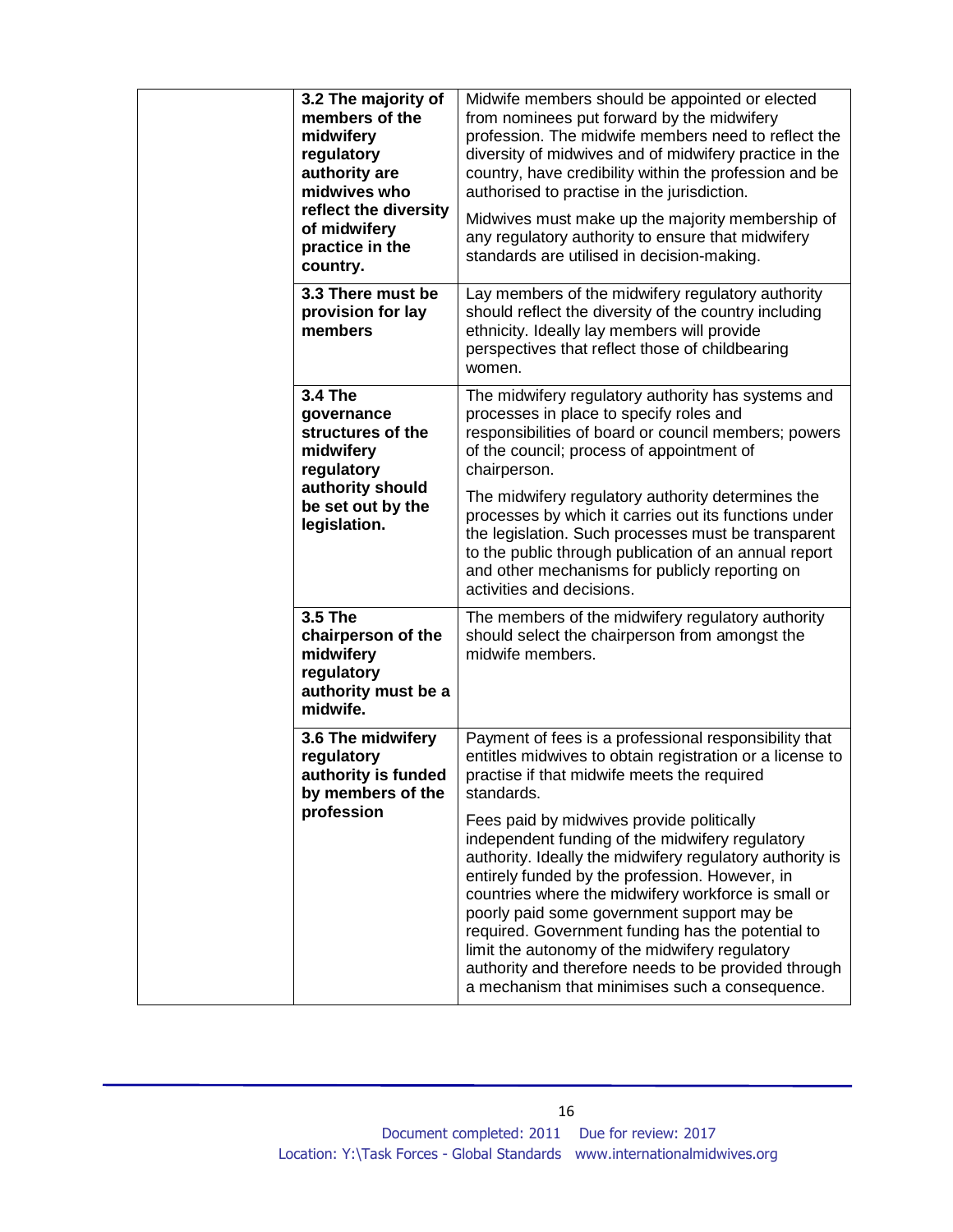| | | |
|---|---|---|
| | **3.2 The majority of members of the midwifery regulatory authority are midwives who reflect the diversity of midwifery practice in the country.** | Midwife members should be appointed or elected from nominees put forward by the midwifery profession. The midwife members need to reflect the diversity of midwives and of midwifery practice in the country, have credibility within the profession and be authorised to practise in the jurisdiction.<br><br>Midwives must make up the majority membership of any regulatory authority to ensure that midwifery standards are utilised in decision-making. |
| | **3.3 There must be provision for lay members** | Lay members of the midwifery regulatory authority should reflect the diversity of the country including ethnicity. Ideally lay members will provide perspectives that reflect those of childbearing women. |
| | **3.4 The governance structures of the midwifery regulatory authority should be set out by the legislation.** | The midwifery regulatory authority has systems and processes in place to specify roles and responsibilities of board or council members; powers of the council; process of appointment of chairperson.<br><br>The midwifery regulatory authority determines the processes by which it carries out its functions under the legislation. Such processes must be transparent to the public through publication of an annual report and other mechanisms for publicly reporting on activities and decisions. |
| | **3.5 The chairperson of the midwifery regulatory authority must be a midwife.** | The members of the midwifery regulatory authority should select the chairperson from amongst the midwife members. |
| | **3.6 The midwifery regulatory authority is funded by members of the profession** | Payment of fees is a professional responsibility that entitles midwives to obtain registration or a license to practise if that midwife meets the required standards.<br><br>Fees paid by midwives provide politically independent funding of the midwifery regulatory authority. Ideally the midwifery regulatory authority is entirely funded by the profession. However, in countries where the midwifery workforce is small or poorly paid some government support may be required. Government funding has the potential to limit the autonomy of the midwifery regulatory authority and therefore needs to be provided through a mechanism that minimises such a consequence. |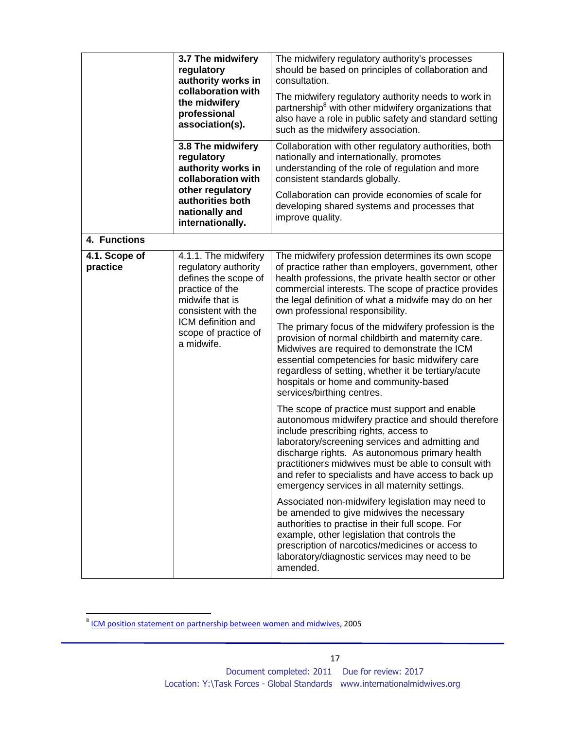| | | |
|---|---|---|
| | **3.7 The midwifery regulatory authority works in collaboration with the midwifery professional association(s).** | The midwifery regulatory authority's processes should be based on principles of collaboration and consultation.<br><br>The midwifery regulatory authority needs to work in partnership[8] with other midwifery organizations that also have a role in public safety and standard setting such as the midwifery association. |
| | **3.8 The midwifery regulatory authority works in collaboration with other regulatory authorities both nationally and internationally.** | Collaboration with other regulatory authorities, both nationally and internationally, promotes understanding of the role of regulation and more consistent standards globally.<br><br>Collaboration can provide economies of scale for developing shared systems and processes that improve quality. |
| **4. Functions** | | |
| **4.1. Scope of practice** | 4.1.1. The midwifery regulatory authority defines the scope of practice of the midwife that is consistent with the ICM definition and scope of practice of a midwife. | The midwifery profession determines its own scope of practice rather than employers, government, other health professions, the private health sector or other commercial interests. The scope of practice provides the legal definition of what a midwife may do on her own professional responsibility.<br><br>The primary focus of the midwifery profession is the provision of normal childbirth and maternity care. Midwives are required to demonstrate the ICM essential competencies for basic midwifery care regardless of setting, whether it be tertiary/acute hospitals or home and community-based services/birthing centres.<br><br>The scope of practice must support and enable autonomous midwifery practice and should therefore include prescribing rights, access to laboratory/screening services and admitting and discharge rights. As autonomous primary health practitioners midwives must be able to consult with and refer to specialists and have access to back up emergency services in all maternity settings.<br><br>Associated non-midwifery legislation may need to be amended to give midwives the necessary authorities to practise in their full scope. For example, other legislation that controls the prescription of narcotics/medicines or access to laboratory/diagnostic services may need to be amended. |

[8] ICM position statement on partnership between women and midwives, 2005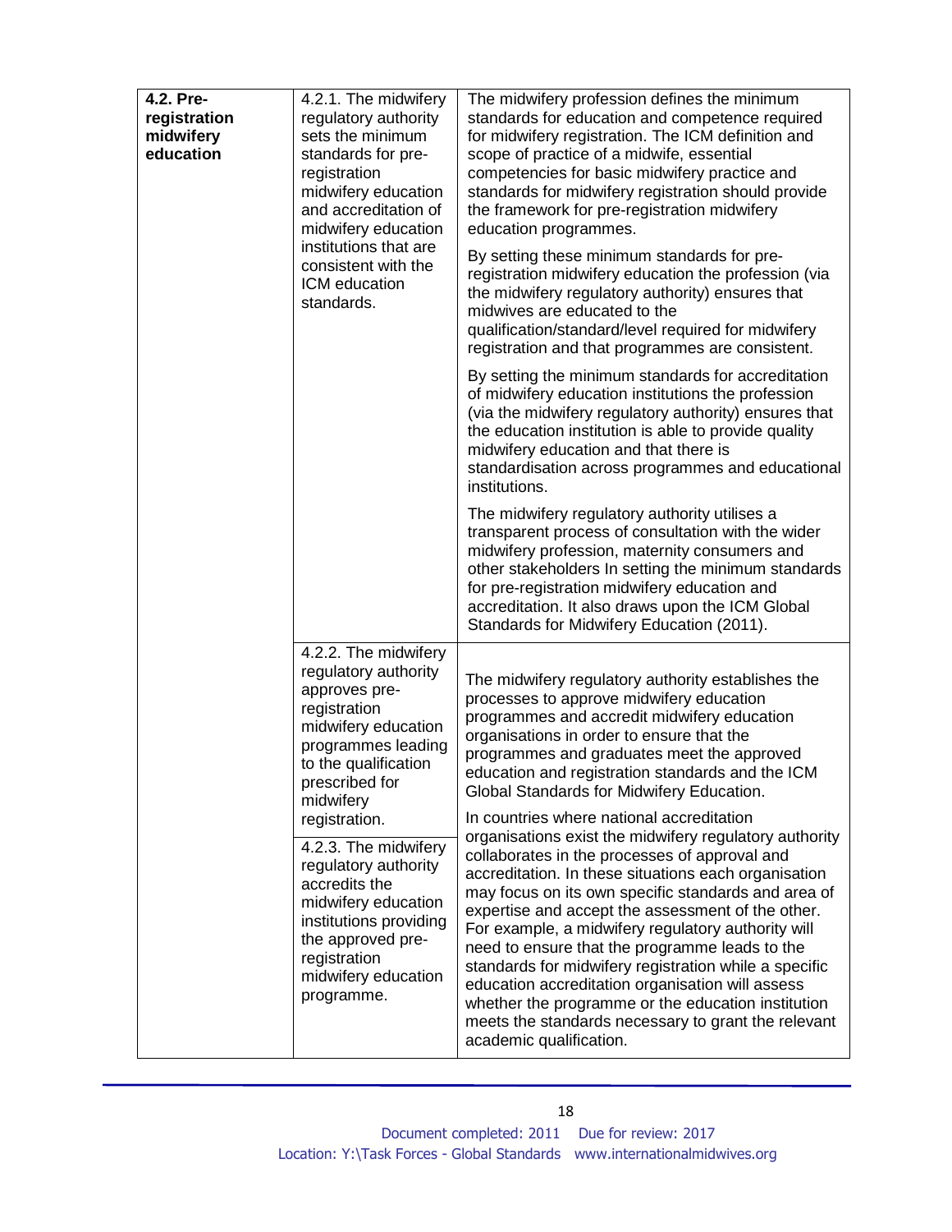| | | |
|---|---|---|
| **4.2. Pre-registration midwifery education** | 4.2.1. The midwifery regulatory authority sets the minimum standards for pre-registration midwifery education and accreditation of midwifery education institutions that are consistent with the ICM education standards. | The midwifery profession defines the minimum standards for education and competence required for midwifery registration. The ICM definition and scope of practice of a midwife, essential competencies for basic midwifery practice and standards for midwifery registration should provide the framework for pre-registration midwifery education programmes.<br><br>By setting these minimum standards for pre-registration midwifery education the profession (via the midwifery regulatory authority) ensures that midwives are educated to the qualification/standard/level required for midwifery registration and that programmes are consistent.<br><br>By setting the minimum standards for accreditation of midwifery education institutions the profession (via the midwifery regulatory authority) ensures that the education institution is able to provide quality midwifery education and that there is standardisation across programmes and educational institutions.<br><br>The midwifery regulatory authority utilises a transparent process of consultation with the wider midwifery profession, maternity consumers and other stakeholders In setting the minimum standards for pre-registration midwifery education and accreditation. It also draws upon the ICM Global Standards for Midwifery Education (2011). |
| | 4.2.2. The midwifery regulatory authority approves pre-registration midwifery education programmes leading to the qualification prescribed for midwifery registration.<br><br>4.2.3. The midwifery regulatory authority accredits the midwifery education institutions providing the approved pre-registration midwifery education programme. | The midwifery regulatory authority establishes the processes to approve midwifery education programmes and accredit midwifery education organisations in order to ensure that the programmes and graduates meet the approved education and registration standards and the ICM Global Standards for Midwifery Education.<br><br>In countries where national accreditation organisations exist the midwifery regulatory authority collaborates in the processes of approval and accreditation. In these situations each organisation may focus on its own specific standards and area of expertise and accept the assessment of the other. For example, a midwifery regulatory authority will need to ensure that the programme leads to the standards for midwifery registration while a specific education accreditation organisation will assess whether the programme or the education institution meets the standards necessary to grant the relevant academic qualification. |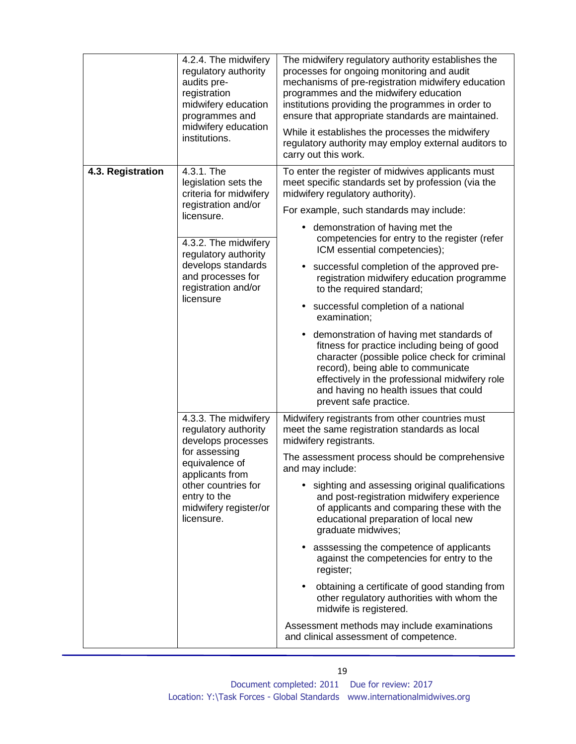| | | |
|---|---|---|
| | 4.2.4. The midwifery regulatory authority audits pre-registration midwifery education programmes and midwifery education institutions. | The midwifery regulatory authority establishes the processes for ongoing monitoring and audit mechanisms of pre-registration midwifery education programmes and the midwifery education institutions providing the programmes in order to ensure that appropriate standards are maintained.<br><br>While it establishes the processes the midwifery regulatory authority may employ external auditors to carry out this work. |
| **4.3. Registration** | 4.3.1. The legislation sets the criteria for midwifery registration and/or licensure.<br><br>4.3.2. The midwifery regulatory authority develops standards and processes for registration and/or licensure | To enter the register of midwives applicants must meet specific standards set by profession (via the midwifery regulatory authority).<br><br>For example, such standards may include:<br><br>• demonstration of having met the competencies for entry to the register (refer ICM essential competencies);<br><br>• successful completion of the approved pre-registration midwifery education programme to the required standard;<br><br>• successful completion of a national examination;<br><br>• demonstration of having met standards of fitness for practice including being of good character (possible police check for criminal record), being able to communicate effectively in the professional midwifery role and having no health issues that could prevent safe practice. |
| | 4.3.3. The midwifery regulatory authority develops processes for assessing equivalence of applicants from other countries for entry to the midwifery register/or licensure. | Midwifery registrants from other countries must meet the same registration standards as local midwifery registrants.<br><br>The assessment process should be comprehensive and may include:<br><br>• sighting and assessing original qualifications and post-registration midwifery experience of applicants and comparing these with the educational preparation of local new graduate midwives;<br><br>• asssessing the competence of applicants against the competencies for entry to the register;<br><br>• obtaining a certificate of good standing from other regulatory authorities with whom the midwife is registered.<br><br>Assessment methods may include examinations and clinical assessment of competence. |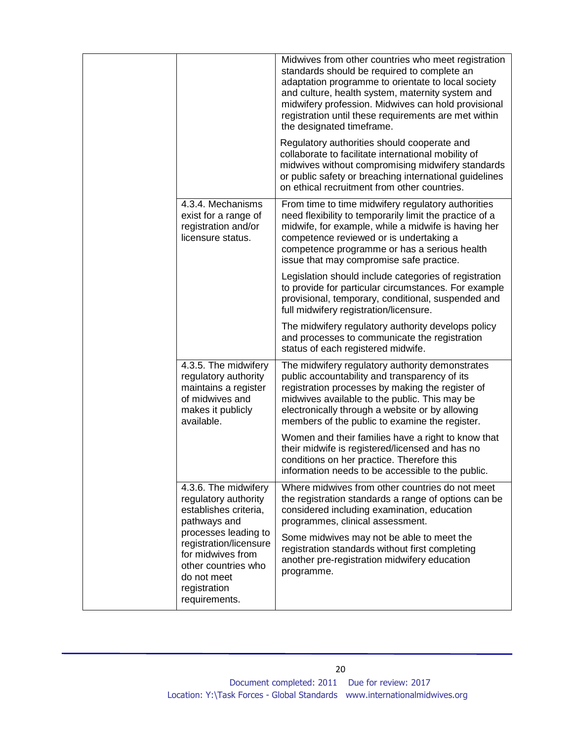| | | |
|---|---|---|
| | | Midwives from other countries who meet registration standards should be required to complete an adaptation programme to orientate to local society and culture, health system, maternity system and midwifery profession. Midwives can hold provisional registration until these requirements are met within the designated timeframe.<br><br>Regulatory authorities should cooperate and collaborate to facilitate international mobility of midwives without compromising midwifery standards or public safety or breaching international guidelines on ethical recruitment from other countries. |
| | 4.3.4. Mechanisms exist for a range of registration and/or licensure status. | From time to time midwifery regulatory authorities need flexibility to temporarily limit the practice of a midwife, for example, while a midwife is having her competence reviewed or is undertaking a competence programme or has a serious health issue that may compromise safe practice.<br><br>Legislation should include categories of registration to provide for particular circumstances. For example provisional, temporary, conditional, suspended and full midwifery registration/licensure.<br><br>The midwifery regulatory authority develops policy and processes to communicate the registration status of each registered midwife. |
| | 4.3.5. The midwifery regulatory authority maintains a register of midwives and makes it publicly available. | The midwifery regulatory authority demonstrates public accountability and transparency of its registration processes by making the register of midwives available to the public. This may be electronically through a website or by allowing members of the public to examine the register.<br><br>Women and their families have a right to know that their midwife is registered/licensed and has no conditions on her practice. Therefore this information needs to be accessible to the public. |
| | 4.3.6. The midwifery regulatory authority establishes criteria, pathways and processes leading to registration/licensure for midwives from other countries who do not meet registration requirements. | Where midwives from other countries do not meet the registration standards a range of options can be considered including examination, education programmes, clinical assessment.<br><br>Some midwives may not be able to meet the registration standards without first completing another pre-registration midwifery education programme. |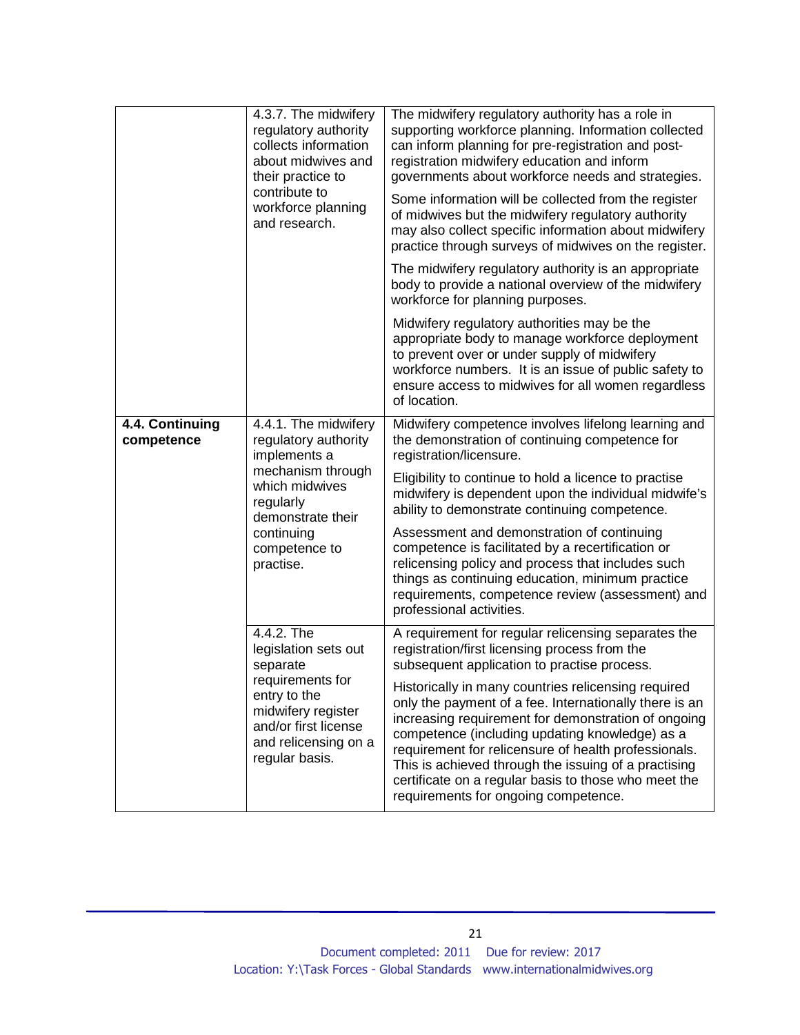| | | |
|---|---|---|
| | 4.3.7. The midwifery regulatory authority collects information about midwives and their practice to contribute to workforce planning and research. | The midwifery regulatory authority has a role in supporting workforce planning. Information collected can inform planning for pre-registration and post-registration midwifery education and inform governments about workforce needs and strategies.<br><br>Some information will be collected from the register of midwives but the midwifery regulatory authority may also collect specific information about midwifery practice through surveys of midwives on the register.<br><br>The midwifery regulatory authority is an appropriate body to provide a national overview of the midwifery workforce for planning purposes.<br><br>Midwifery regulatory authorities may be the appropriate body to manage workforce deployment to prevent over or under supply of midwifery workforce numbers. It is an issue of public safety to ensure access to midwives for all women regardless of location. |
| **4.4. Continuing competence** | 4.4.1. The midwifery regulatory authority implements a mechanism through which midwives regularly demonstrate their continuing competence to practise. | Midwifery competence involves lifelong learning and the demonstration of continuing competence for registration/licensure.<br><br>Eligibility to continue to hold a licence to practise midwifery is dependent upon the individual midwife's ability to demonstrate continuing competence.<br><br>Assessment and demonstration of continuing competence is facilitated by a recertification or relicensing policy and process that includes such things as continuing education, minimum practice requirements, competence review (assessment) and professional activities. |
| | 4.4.2. The legislation sets out separate requirements for entry to the midwifery register and/or first license and relicensing on a regular basis. | A requirement for regular relicensing separates the registration/first licensing process from the subsequent application to practise process.<br><br>Historically in many countries relicensing required only the payment of a fee. Internationally there is an increasing requirement for demonstration of ongoing competence (including updating knowledge) as a requirement for relicensure of health professionals. This is achieved through the issuing of a practising certificate on a regular basis to those who meet the requirements for ongoing competence. |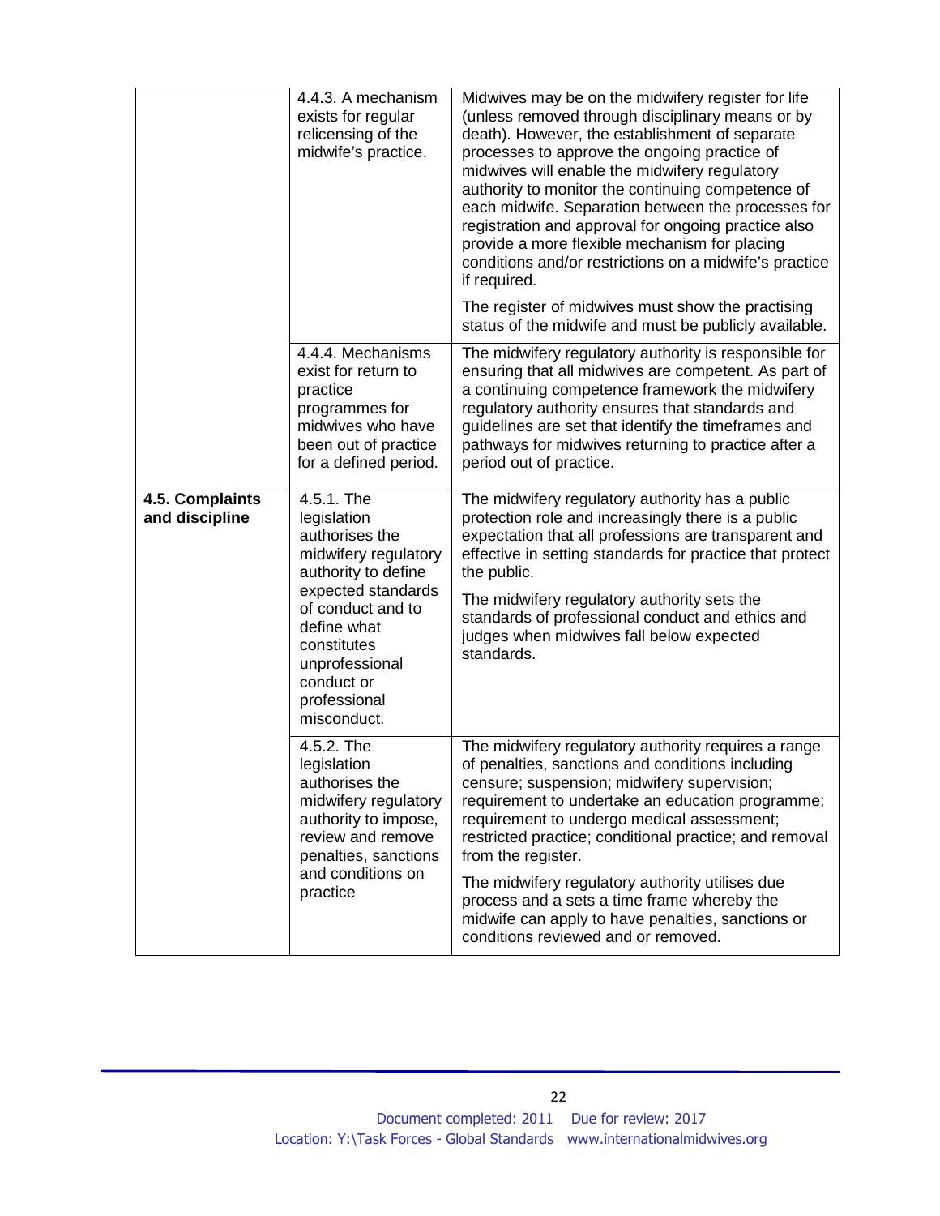| | | |
|---|---|---|
| | 4.4.3. A mechanism exists for regular relicensing of the midwife's practice. | Midwives may be on the midwifery register for life (unless removed through disciplinary means or by death). However, the establishment of separate processes to approve the ongoing practice of midwives will enable the midwifery regulatory authority to monitor the continuing competence of each midwife. Separation between the processes for registration and approval for ongoing practice also provide a more flexible mechanism for placing conditions and/or restrictions on a midwife's practice if required.<br><br>The register of midwives must show the practising status of the midwife and must be publicly available. |
| | 4.4.4. Mechanisms exist for return to practice programmes for midwives who have been out of practice for a defined period. | The midwifery regulatory authority is responsible for ensuring that all midwives are competent. As part of a continuing competence framework the midwifery regulatory authority ensures that standards and guidelines are set that identify the timeframes and pathways for midwives returning to practice after a period out of practice. |
| **4.5. Complaints and discipline** | 4.5.1. The legislation authorises the midwifery regulatory authority to define expected standards of conduct and to define what constitutes unprofessional conduct or professional misconduct. | The midwifery regulatory authority has a public protection role and increasingly there is a public expectation that all professions are transparent and effective in setting standards for practice that protect the public.<br><br>The midwifery regulatory authority sets the standards of professional conduct and ethics and judges when midwives fall below expected standards. |
| | 4.5.2. The legislation authorises the midwifery regulatory authority to impose, review and remove penalties, sanctions and conditions on practice | The midwifery regulatory authority requires a range of penalties, sanctions and conditions including censure; suspension; midwifery supervision; requirement to undertake an education programme; requirement to undergo medical assessment; restricted practice; conditional practice; and removal from the register.<br><br>The midwifery regulatory authority utilises due process and a sets a time frame whereby the midwife can apply to have penalties, sanctions or conditions reviewed and or removed. |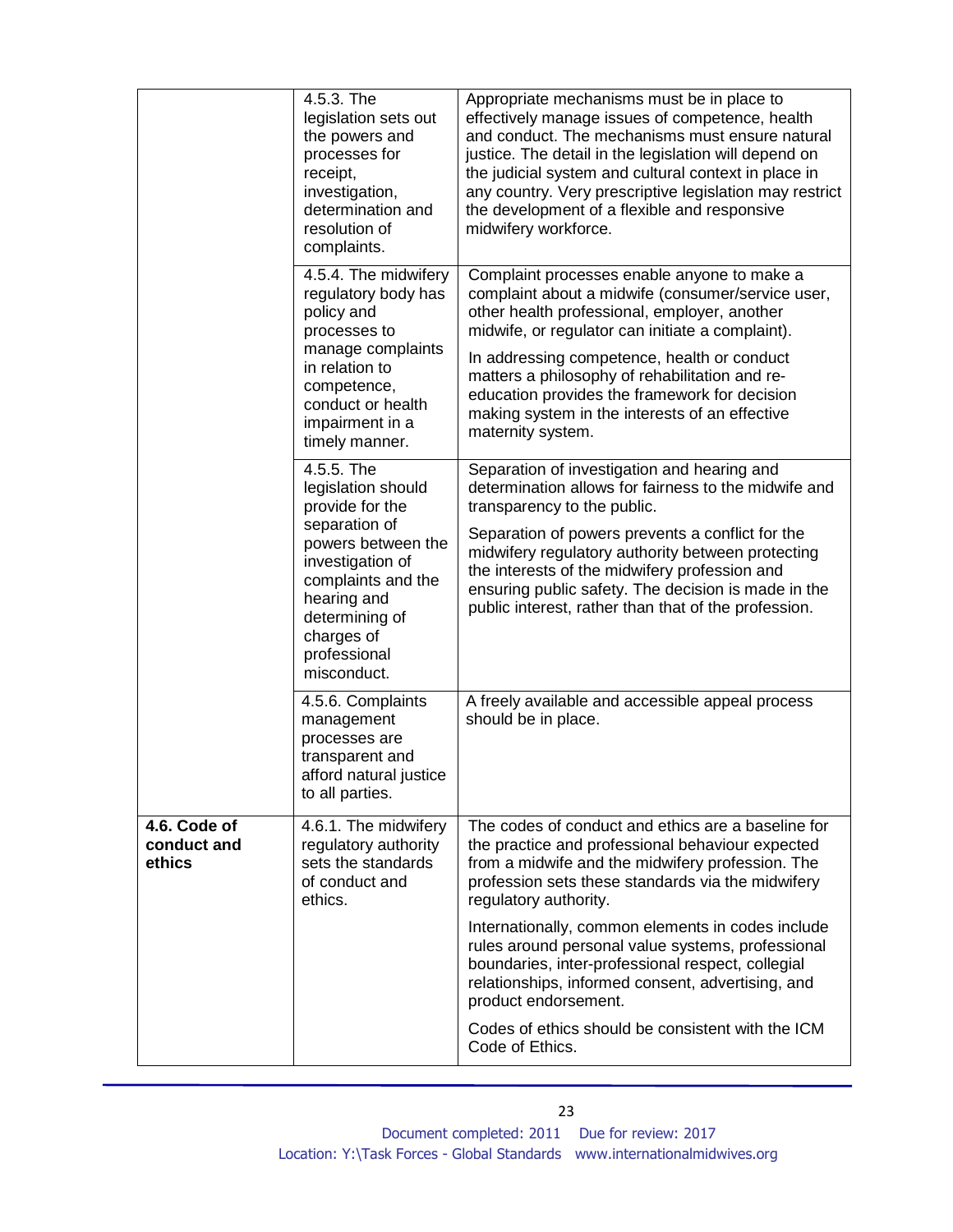| | | |
|---|---|---|
| | 4.5.3. The legislation sets out the powers and processes for receipt, investigation, determination and resolution of complaints. | Appropriate mechanisms must be in place to effectively manage issues of competence, health and conduct. The mechanisms must ensure natural justice. The detail in the legislation will depend on the judicial system and cultural context in place in any country. Very prescriptive legislation may restrict the development of a flexible and responsive midwifery workforce. |
| | 4.5.4. The midwifery regulatory body has policy and processes to manage complaints in relation to competence, conduct or health impairment in a timely manner. | Complaint processes enable anyone to make a complaint about a midwife (consumer/service user, other health professional, employer, another midwife, or regulator can initiate a complaint).<br><br>In addressing competence, health or conduct matters a philosophy of rehabilitation and re-education provides the framework for decision making system in the interests of an effective maternity system. |
| | 4.5.5. The legislation should provide for the separation of powers between the investigation of complaints and the hearing and determining of charges of professional misconduct. | Separation of investigation and hearing and determination allows for fairness to the midwife and transparency to the public.<br><br>Separation of powers prevents a conflict for the midwifery regulatory authority between protecting the interests of the midwifery profession and ensuring public safety. The decision is made in the public interest, rather than that of the profession. |
| | 4.5.6. Complaints management processes are transparent and afford natural justice to all parties. | A freely available and accessible appeal process should be in place. |
| **4.6. Code of conduct and ethics** | 4.6.1. The midwifery regulatory authority sets the standards of conduct and ethics. | The codes of conduct and ethics are a baseline for the practice and professional behaviour expected from a midwife and the midwifery profession. The profession sets these standards via the midwifery regulatory authority.<br><br>Internationally, common elements in codes include rules around personal value systems, professional boundaries, inter-professional respect, collegial relationships, informed consent, advertising, and product endorsement.<br><br>Codes of ethics should be consistent with the ICM Code of Ethics. |

Document completed: 2011 Due for review: 2017
Location: Y:\Task Forces - Global Standards www.internationalmidwives.org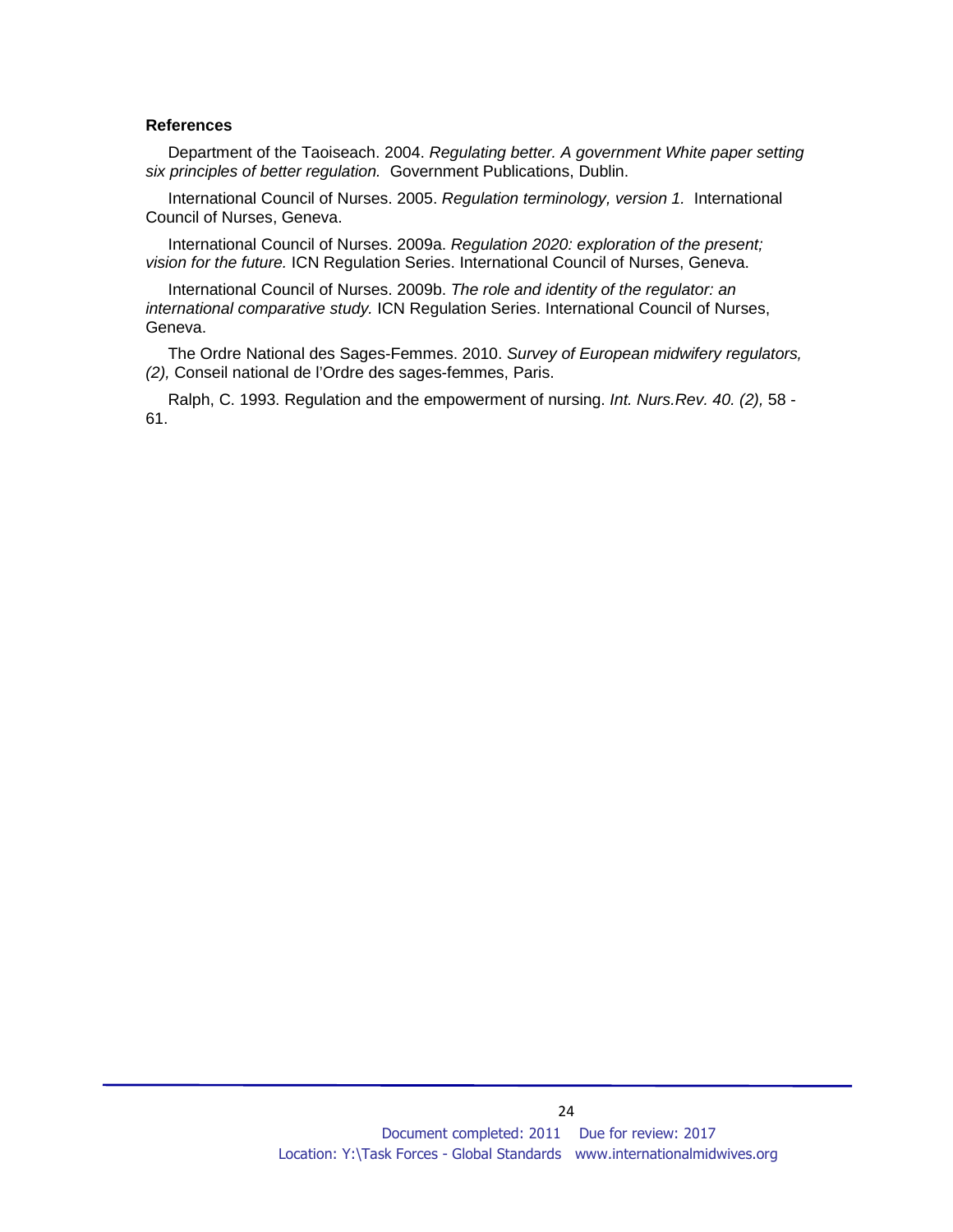**References**

Department of the Taoiseach. 2004. *Regulating better. A government White paper setting six principles of better regulation.* Government Publications, Dublin.

International Council of Nurses. 2005. *Regulation terminology, version 1.* International Council of Nurses, Geneva.

International Council of Nurses. 2009a. *Regulation 2020: exploration of the present; vision for the future.* ICN Regulation Series. International Council of Nurses, Geneva.

International Council of Nurses. 2009b. *The role and identity of the regulator: an international comparative study.* ICN Regulation Series. International Council of Nurses, Geneva.

The Ordre National des Sages-Femmes. 2010. *Survey of European midwifery regulators, (2),* Conseil national de l'Ordre des sages-femmes, Paris.

Ralph, C. 1993. Regulation and the empowerment of nursing. *Int. Nurs.Rev. 40. (2),* 58 - 61.